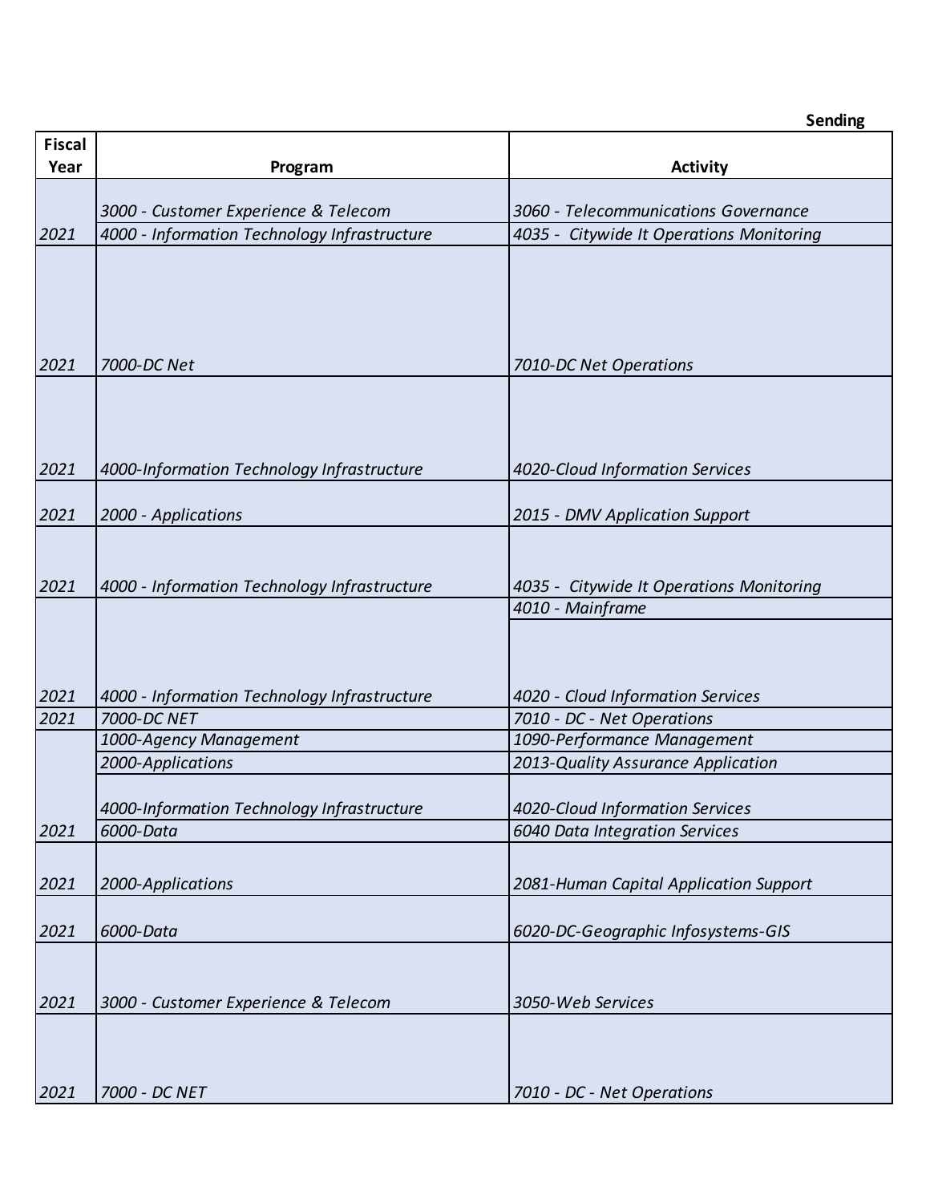**Sending**

| Fiscal Year | Program | Activity |
|---|---|---|
| | *3000 - Customer Experience & Telecom* | *3060 - Telecommunications Governance* |
| *2021* | *4000 - Information Technology Infrastructure* | *4035 - Citywide It Operations Monitoring* |
| *2021* | *7000-DC Net* | *7010-DC Net Operations* |
| *2021* | *4000-Information Technology Infrastructure* | *4020-Cloud Information Services* |
| *2021* | *2000 - Applications* | *2015 - DMV Application Support* |
| *2021* | *4000 - Information Technology Infrastructure* | *4035 - Citywide It Operations Monitoring* |
| | | *4010 - Mainframe* |
| *2021* | *4000 - Information Technology Infrastructure* | *4020 - Cloud Information Services* |
| *2021* | *7000-DC NET* | *7010 - DC - Net Operations* |
| | *1000-Agency Management* | *1090-Performance Management* |
| | *2000-Applications* | *2013-Quality Assurance Application* |
| | *4000-Information Technology Infrastructure* | *4020-Cloud Information Services* |
| *2021* | *6000-Data* | *6040 Data Integration Services* |
| *2021* | *2000-Applications* | *2081-Human Capital Application Support* |
| *2021* | *6000-Data* | *6020-DC-Geographic Infosystems-GIS* |
| *2021* | *3000 - Customer Experience & Telecom* | *3050-Web Services* |
| *2021* | *7000 - DC NET* | *7010 - DC - Net Operations* |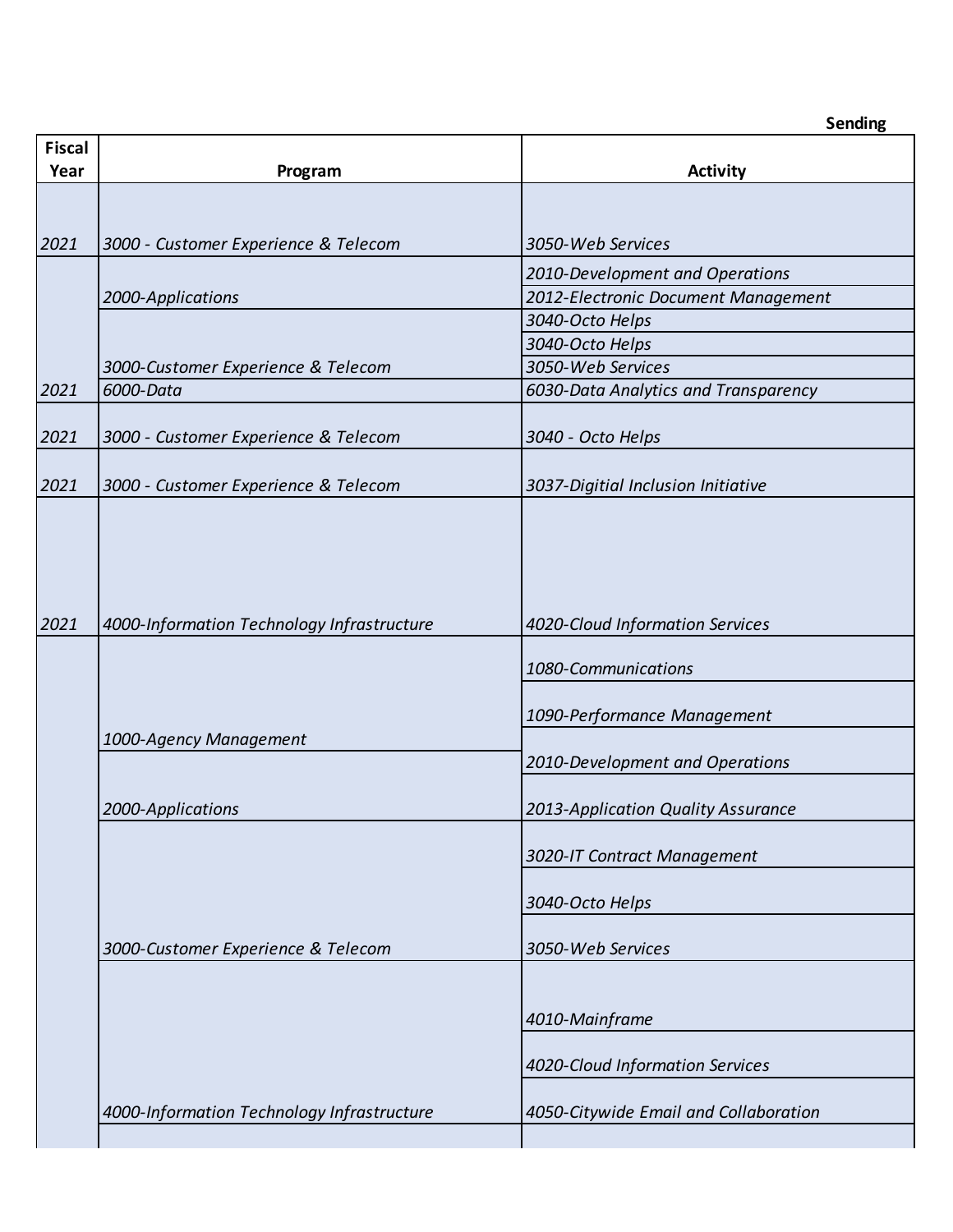| | | Sending |
|---|---|---|
| **Fiscal Year** | **Program** | **Activity** |
| *2021* | *3000 - Customer Experience & Telecom* | *3050-Web Services* |
| | *2000-Applications* | *2010-Development and Operations* |
| | | *2012-Electronic Document Management* |
| | *3000-Customer Experience & Telecom* | *3040-Octo Helps* |
| | | *3040-Octo Helps* |
| | | *3050-Web Services* |
| *2021* | *6000-Data* | *6030-Data Analytics and Transparency* |
| *2021* | *3000 - Customer Experience & Telecom* | *3040 - Octo Helps* |
| *2021* | *3000 - Customer Experience & Telecom* | *3037-Digitial Inclusion Initiative* |
| *2021* | *4000-Information Technology Infrastructure* | *4020-Cloud Information Services* |
| | *1000-Agency Management* | *1080-Communications* |
| | | *1090-Performance Management* |
| | *2000-Applications* | *2010-Development and Operations* |
| | | *2013-Application Quality Assurance* |
| | *3000-Customer Experience & Telecom* | *3020-IT Contract Management* |
| | | *3040-Octo Helps* |
| | | *3050-Web Services* |
| | *4000-Information Technology Infrastructure* | *4010-Mainframe* |
| | | *4020-Cloud Information Services* |
| | | *4050-Citywide Email and Collaboration* |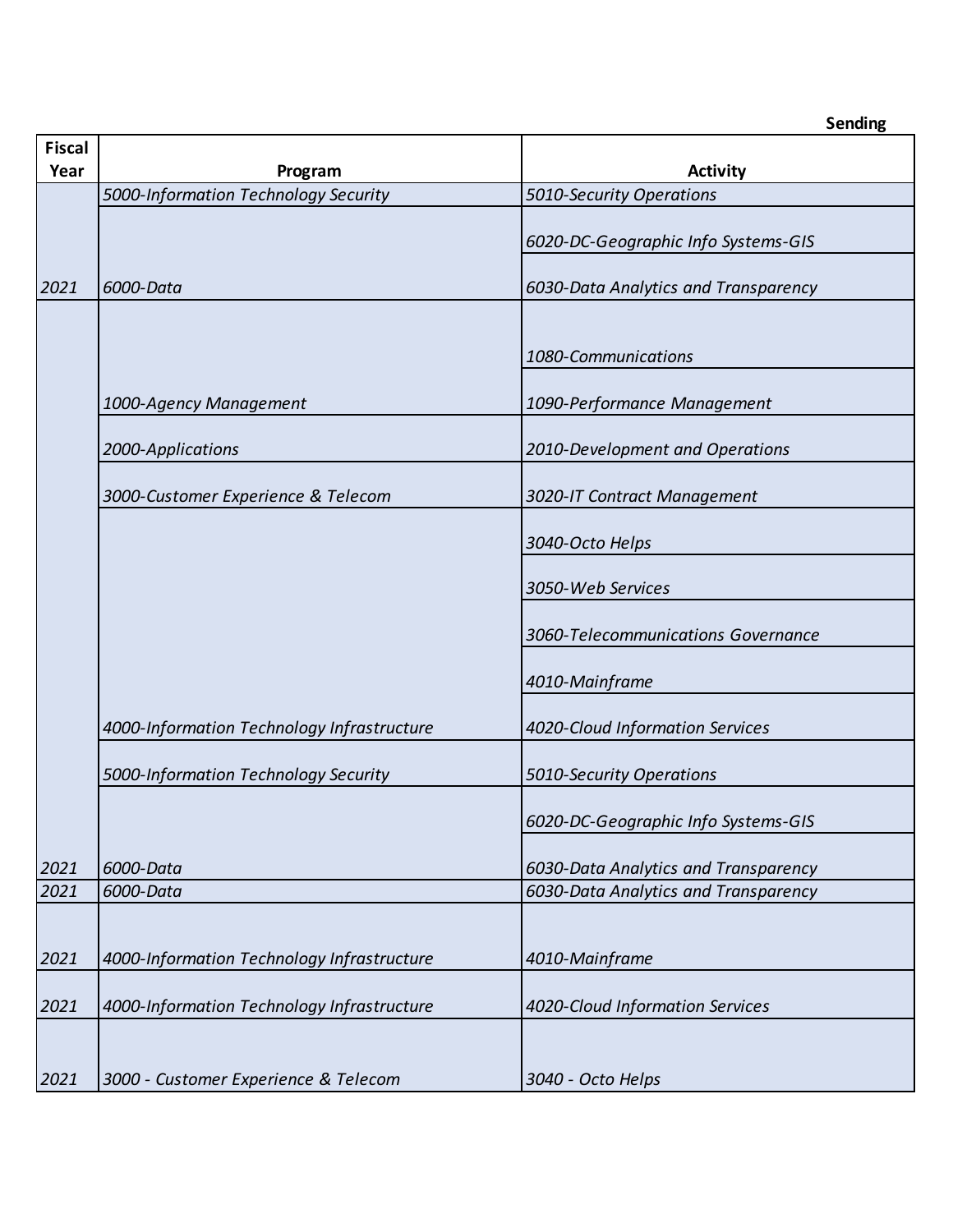| | | Sending |
|---|---|---|
| **Fiscal Year** | **Program** | **Activity** |
| | *5000-Information Technology Security* | *5010-Security Operations* |
| | | *6020-DC-Geographic Info Systems-GIS* |
| *2021* | *6000-Data* | *6030-Data Analytics and Transparency* |
| | | *1080-Communications* |
| | *1000-Agency Management* | *1090-Performance Management* |
| | *2000-Applications* | *2010-Development and Operations* |
| | *3000-Customer Experience & Telecom* | *3020-IT Contract Management* |
| | | *3040-Octo Helps* |
| | | *3050-Web Services* |
| | | *3060-Telecommunications Governance* |
| | | *4010-Mainframe* |
| | *4000-Information Technology Infrastructure* | *4020-Cloud Information Services* |
| | *5000-Information Technology Security* | *5010-Security Operations* |
| | | *6020-DC-Geographic Info Systems-GIS* |
| *2021* | *6000-Data* | *6030-Data Analytics and Transparency* |
| *2021* | *6000-Data* | *6030-Data Analytics and Transparency* |
| *2021* | *4000-Information Technology Infrastructure* | *4010-Mainframe* |
| *2021* | *4000-Information Technology Infrastructure* | *4020-Cloud Information Services* |
| *2021* | *3000 - Customer Experience & Telecom* | *3040 - Octo Helps* |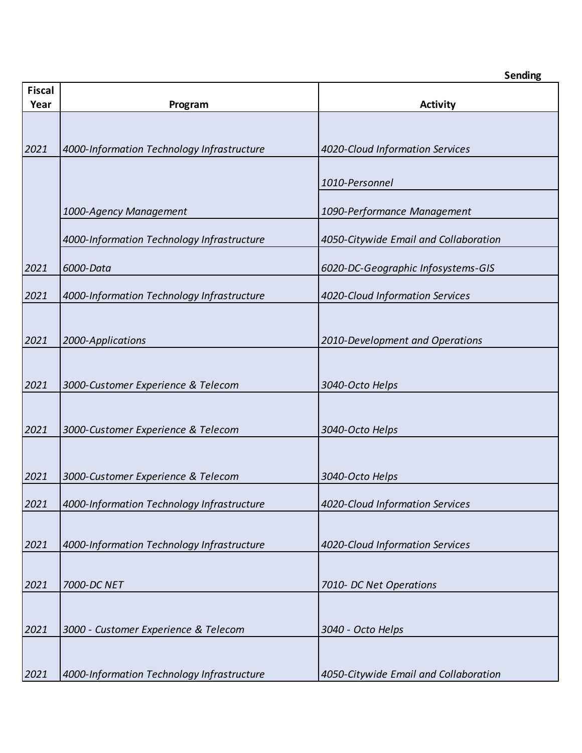| | | Sending |
|---|---|---|
| Fiscal Year | Program | Activity |
| *2021* | *4000-Information Technology Infrastructure* | *4020-Cloud Information Services* |
| | | *1010-Personnel* |
| | *1000-Agency Management* | *1090-Performance Management* |
| | *4000-Information Technology Infrastructure* | *4050-Citywide Email and Collaboration* |
| *2021* | *6000-Data* | *6020-DC-Geographic Infosystems-GIS* |
| *2021* | *4000-Information Technology Infrastructure* | *4020-Cloud Information Services* |
| *2021* | *2000-Applications* | *2010-Development and Operations* |
| *2021* | *3000-Customer Experience & Telecom* | *3040-Octo Helps* |
| *2021* | *3000-Customer Experience & Telecom* | *3040-Octo Helps* |
| *2021* | *3000-Customer Experience & Telecom* | *3040-Octo Helps* |
| *2021* | *4000-Information Technology Infrastructure* | *4020-Cloud Information Services* |
| *2021* | *4000-Information Technology Infrastructure* | *4020-Cloud Information Services* |
| *2021* | *7000-DC NET* | *7010- DC Net Operations* |
| *2021* | *3000 - Customer Experience & Telecom* | *3040 - Octo Helps* |
| *2021* | *4000-Information Technology Infrastructure* | *4050-Citywide Email and Collaboration* |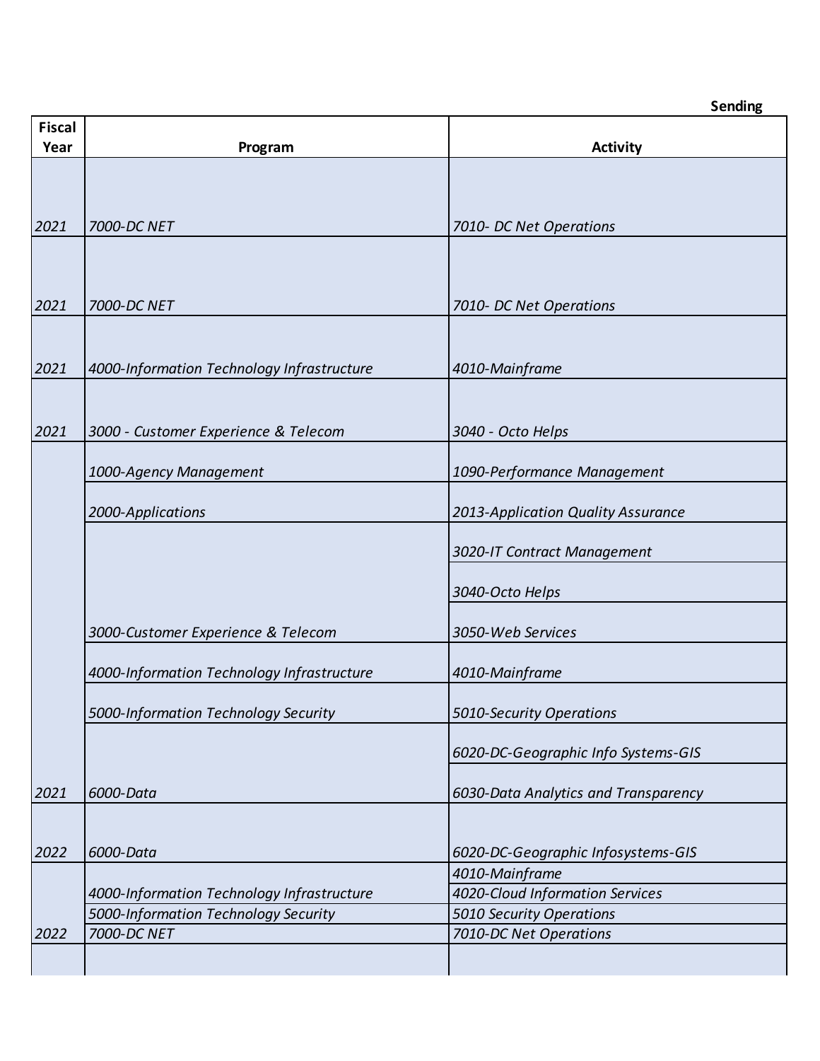| | | Sending |
|---|---|---|
| **Fiscal Year** | **Program** | **Activity** |
| *2021* | *7000-DC NET* | *7010- DC Net Operations* |
| *2021* | *7000-DC NET* | *7010- DC Net Operations* |
| *2021* | *4000-Information Technology Infrastructure* | *4010-Mainframe* |
| *2021* | *3000 - Customer Experience & Telecom* | *3040 - Octo Helps* |
| | *1000-Agency Management* | *1090-Performance Management* |
| | *2000-Applications* | *2013-Application Quality Assurance* |
| | | *3020-IT Contract Management* |
| | | *3040-Octo Helps* |
| | *3000-Customer Experience & Telecom* | *3050-Web Services* |
| | *4000-Information Technology Infrastructure* | *4010-Mainframe* |
| | *5000-Information Technology Security* | *5010-Security Operations* |
| | | *6020-DC-Geographic Info Systems-GIS* |
| *2021* | *6000-Data* | *6030-Data Analytics and Transparency* |
| *2022* | *6000-Data* | *6020-DC-Geographic Infosystems-GIS* |
| | | *4010-Mainframe* |
| | *4000-Information Technology Infrastructure* | *4020-Cloud Information Services* |
| | *5000-Information Technology Security* | *5010 Security Operations* |
| *2022* | *7000-DC NET* | *7010-DC Net Operations* |
| | | |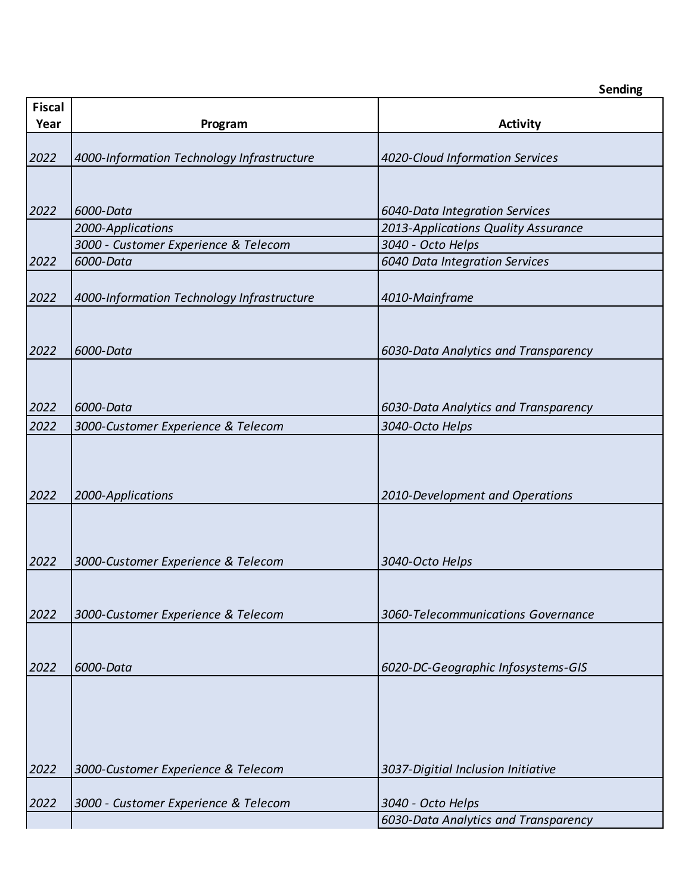| | | Sending |
|---|---|---|
| Fiscal Year | Program | Activity |
| 2022 | 4000-Information Technology Infrastructure | 4020-Cloud Information Services |
| 2022 | 6000-Data | 6040-Data Integration Services |
| | 2000-Applications | 2013-Applications Quality Assurance |
| | 3000 - Customer Experience & Telecom | 3040 - Octo Helps |
| 2022 | 6000-Data | 6040 Data Integration Services |
| 2022 | 4000-Information Technology Infrastructure | 4010-Mainframe |
| 2022 | 6000-Data | 6030-Data Analytics and Transparency |
| 2022 | 6000-Data | 6030-Data Analytics and Transparency |
| 2022 | 3000-Customer Experience & Telecom | 3040-Octo Helps |
| 2022 | 2000-Applications | 2010-Development and Operations |
| 2022 | 3000-Customer Experience & Telecom | 3040-Octo Helps |
| 2022 | 3000-Customer Experience & Telecom | 3060-Telecommunications Governance |
| 2022 | 6000-Data | 6020-DC-Geographic Infosystems-GIS |
| 2022 | 3000-Customer Experience & Telecom | 3037-Digitial Inclusion Initiative |
| 2022 | 3000 - Customer Experience & Telecom | 3040 - Octo Helps |
| | | 6030-Data Analytics and Transparency |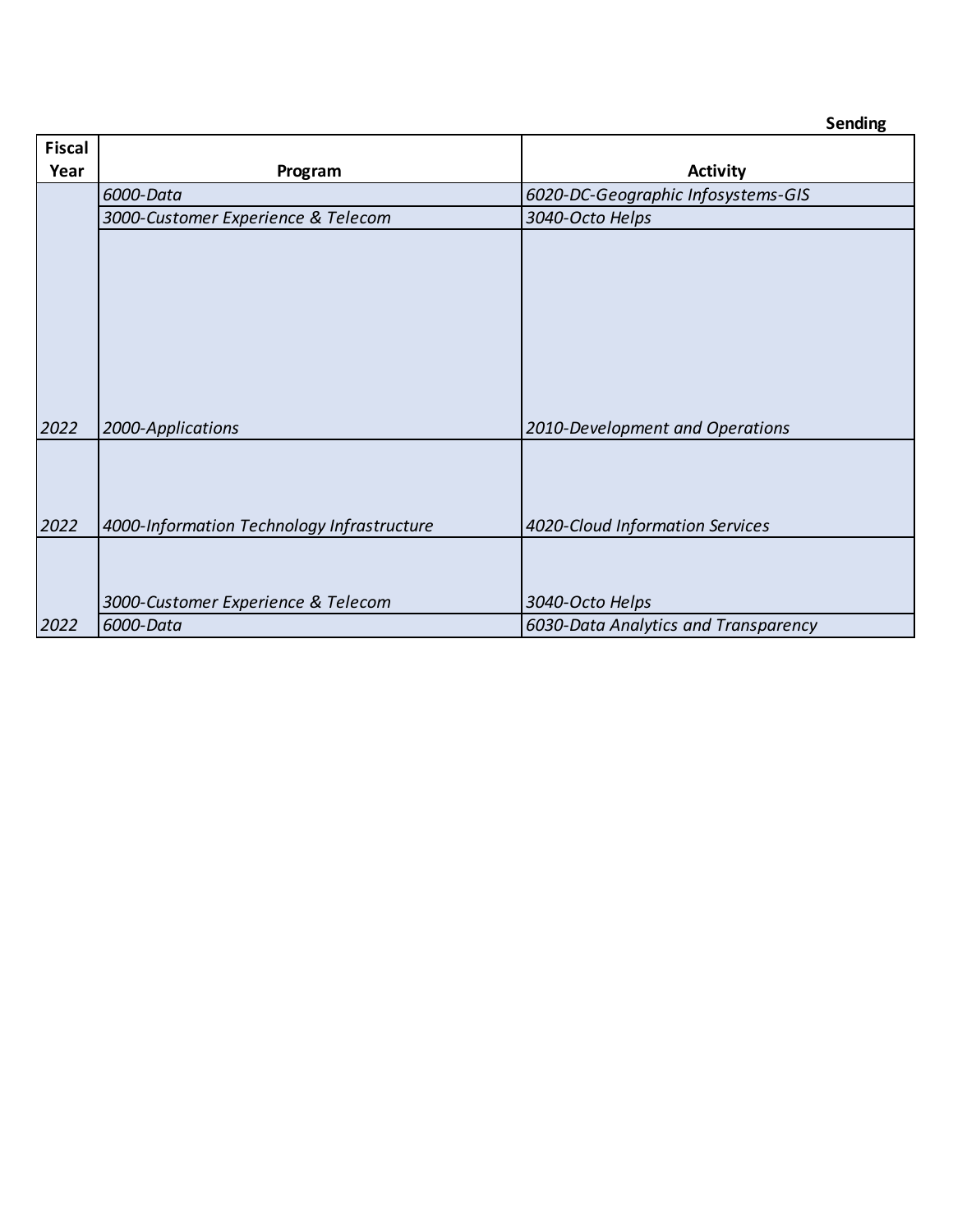**Sending**

| Fiscal Year | Program | Activity |
|---|---|---|
| | *6000-Data* | *6020-DC-Geographic Infosystems-GIS* |
| | *3000-Customer Experience & Telecom* | *3040-Octo Helps* |
| *2022* | *2000-Applications* | *2010-Development and Operations* |
| *2022* | *4000-Information Technology Infrastructure* | *4020-Cloud Information Services* |
| | *3000-Customer Experience & Telecom* | *3040-Octo Helps* |
| *2022* | *6000-Data* | *6030-Data Analytics and Transparency* |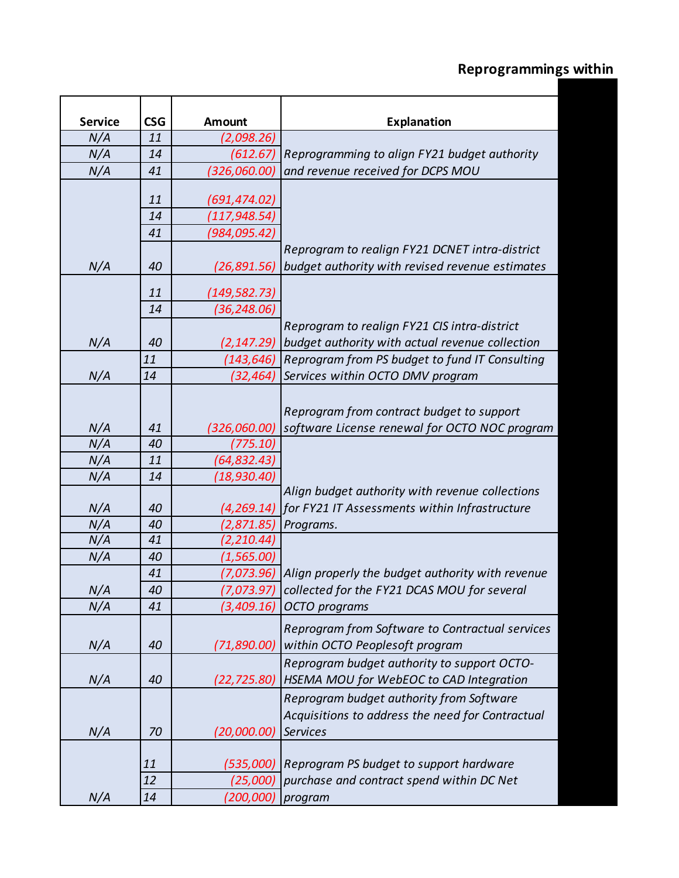## Reprogrammings within

| Service | CSG | Amount | Explanation |
|---|---|---|---|
| N/A | 11 | (2,098.26) | Reprogramming to align FY21 budget authority and revenue received for DCPS MOU |
| N/A | 14 | (612.67) | |
| N/A | 41 | (326,060.00) | |
| | 11 | (691,474.02) | Reprogram to realign FY21 DCNET intra-district budget authority with revised revenue estimates |
| | 14 | (117,948.54) | |
| | 41 | (984,095.42) | |
| N/A | 40 | (26,891.56) | |
| | 11 | (149,582.73) | Reprogram to realign FY21 CIS intra-district budget authority with actual revenue collection |
| | 14 | (36,248.06) | |
| N/A | 40 | (2,147.29) | |
| | 11 | (143,646) | Reprogram from PS budget to fund IT Consulting Services within OCTO DMV program |
| N/A | 14 | (32,464) | |
| N/A | 41 | (326,060.00) | Reprogram from contract budget to support software License renewal for OCTO NOC program |
| N/A | 40 | (775.10) | Align budget authority with revenue collections for FY21 IT Assessments within Infrastructure Programs. |
| N/A | 11 | (64,832.43) | |
| N/A | 14 | (18,930.40) | |
| N/A | 40 | (4,269.14) | |
| N/A | 40 | (2,871.85) | |
| N/A | 41 | (2,210.44) | Align properly the budget authority with revenue collected for the FY21 DCAS MOU for several OCTO programs |
| N/A | 40 | (1,565.00) | |
| | 41 | (7,073.96) | |
| N/A | 40 | (7,073.97) | |
| N/A | 41 | (3,409.16) | |
| N/A | 40 | (71,890.00) | Reprogram from Software to Contractual services within OCTO Peoplesoft program |
| N/A | 40 | (22,725.80) | Reprogram budget authority to support OCTO-HSEMA MOU for WebEOC to CAD Integration |
| N/A | 70 | (20,000.00) | Reprogram budget authority from Software Acquisitions to address the need for Contractual Services |
| | 11 | (535,000) | Reprogram PS budget to support hardware purchase and contract spend within DC Net program |
| | 12 | (25,000) | |
| N/A | 14 | (200,000) | |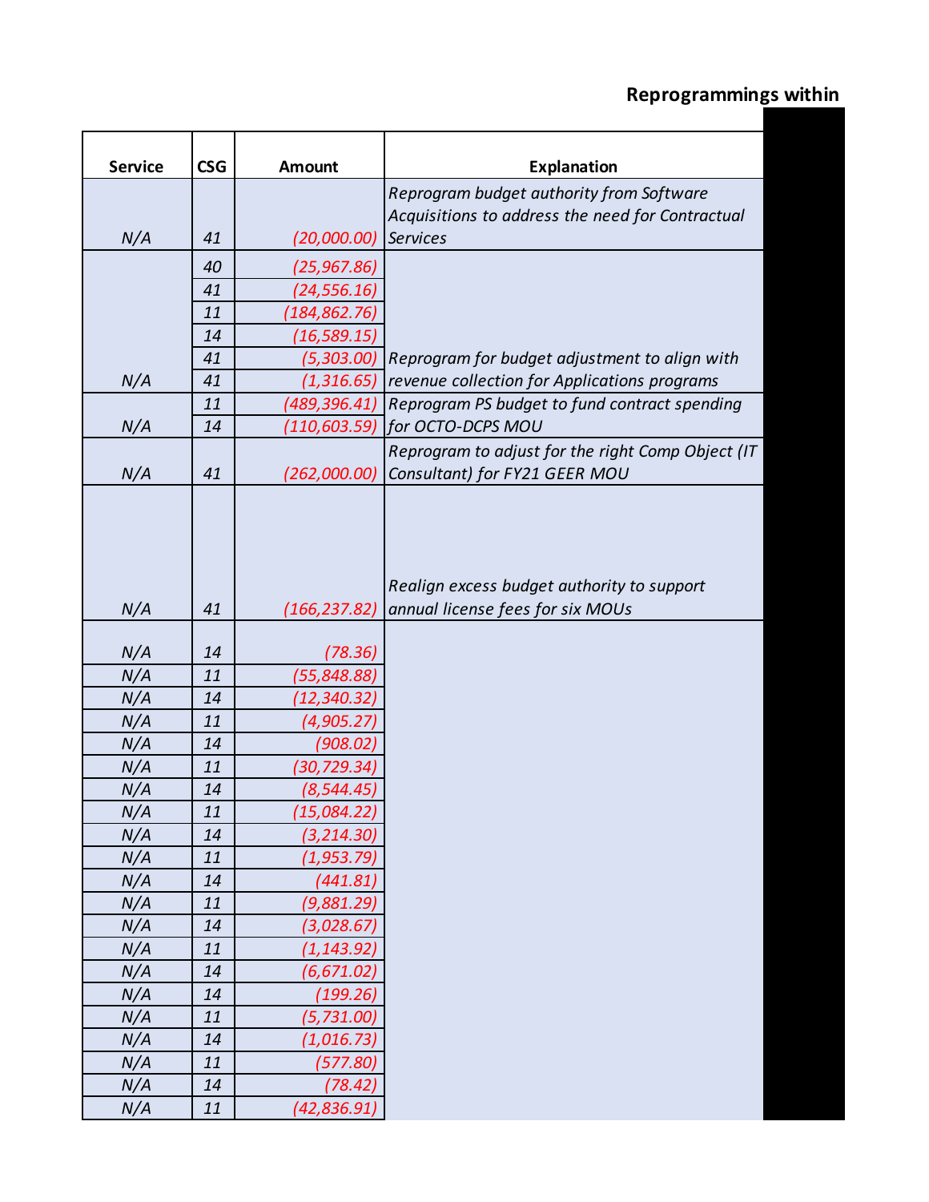**Reprogrammings within**

| Service | CSG | Amount | Explanation |
| --- | --- | --- | --- |
| N/A | 41 | (20,000.00) | Reprogram budget authority from Software Acquisitions to address the need for Contractual Services |
| | 40 | (25,967.86) | |
| | 41 | (24,556.16) | |
| | 11 | (184,862.76) | |
| | 14 | (16,589.15) | |
| | 41 | (5,303.00) | Reprogram for budget adjustment to align with |
| N/A | 41 | (1,316.65) | revenue collection for Applications programs |
| | 11 | (489,396.41) | Reprogram PS budget to fund contract spending |
| N/A | 14 | (110,603.59) | for OCTO-DCPS MOU |
| N/A | 41 | (262,000.00) | Reprogram to adjust for the right Comp Object (IT Consultant) for FY21 GEER MOU |
| N/A | 41 | (166,237.82) | Realign excess budget authority to support annual license fees for six MOUs |
| N/A | 14 | (78.36) | |
| N/A | 11 | (55,848.88) | |
| N/A | 14 | (12,340.32) | |
| N/A | 11 | (4,905.27) | |
| N/A | 14 | (908.02) | |
| N/A | 11 | (30,729.34) | |
| N/A | 14 | (8,544.45) | |
| N/A | 11 | (15,084.22) | |
| N/A | 14 | (3,214.30) | |
| N/A | 11 | (1,953.79) | |
| N/A | 14 | (441.81) | |
| N/A | 11 | (9,881.29) | |
| N/A | 14 | (3,028.67) | |
| N/A | 11 | (1,143.92) | |
| N/A | 14 | (6,671.02) | |
| N/A | 14 | (199.26) | |
| N/A | 11 | (5,731.00) | |
| N/A | 14 | (1,016.73) | |
| N/A | 11 | (577.80) | |
| N/A | 14 | (78.42) | |
| N/A | 11 | (42,836.91) | |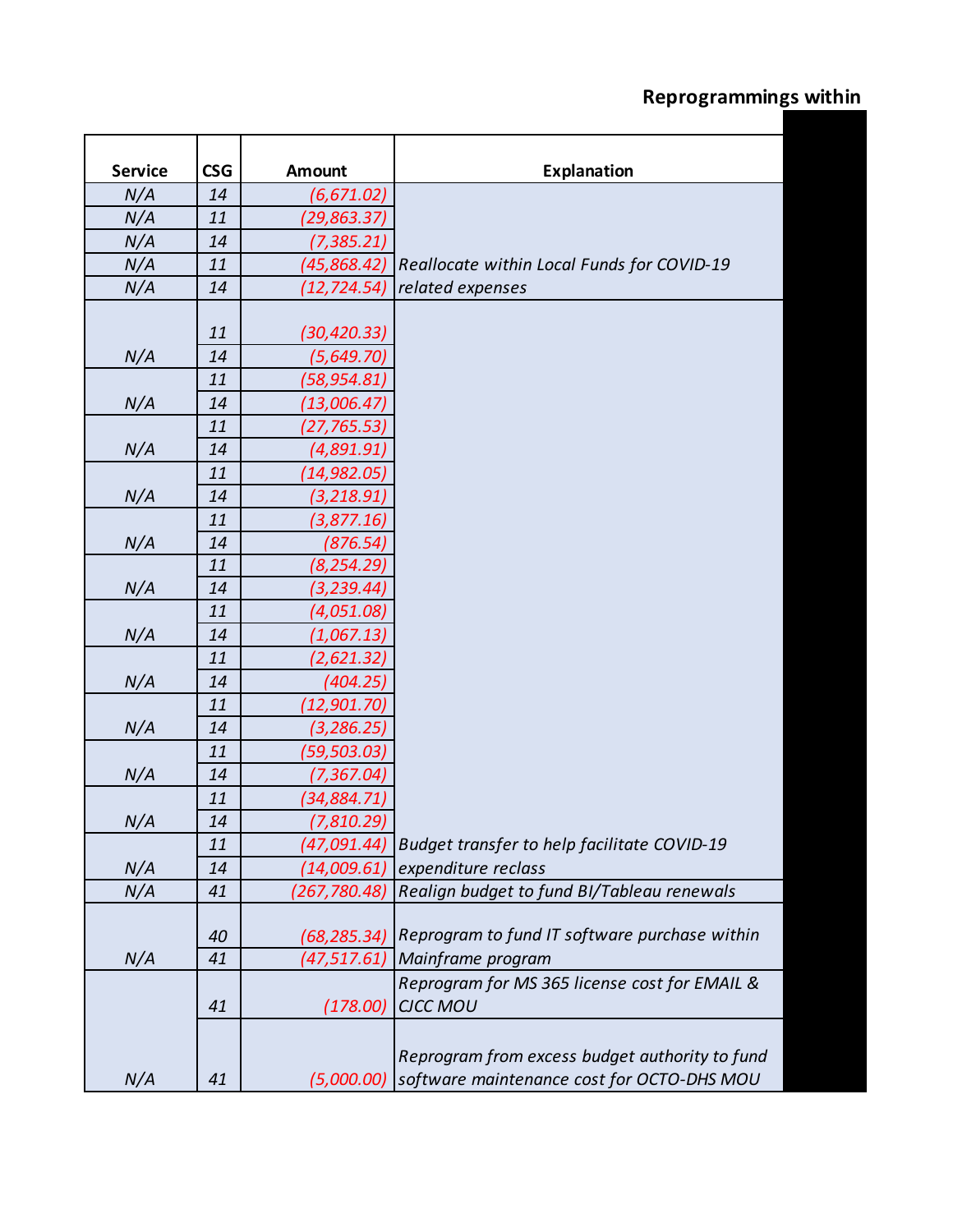## Reprogrammings within

| Service | CSG | Amount | Explanation |
|---|---|---|---|
| N/A | 14 | (6,671.02) | |
| N/A | 11 | (29,863.37) | |
| N/A | 14 | (7,385.21) | |
| N/A | 11 | (45,868.42) | Reallocate within Local Funds for COVID-19 |
| N/A | 14 | (12,724.54) | related expenses |
| | 11 | (30,420.33) | |
| N/A | 14 | (5,649.70) | |
| | 11 | (58,954.81) | |
| N/A | 14 | (13,006.47) | |
| | 11 | (27,765.53) | |
| N/A | 14 | (4,891.91) | |
| | 11 | (14,982.05) | |
| N/A | 14 | (3,218.91) | |
| | 11 | (3,877.16) | |
| N/A | 14 | (876.54) | |
| | 11 | (8,254.29) | |
| N/A | 14 | (3,239.44) | |
| | 11 | (4,051.08) | |
| N/A | 14 | (1,067.13) | |
| | 11 | (2,621.32) | |
| N/A | 14 | (404.25) | |
| | 11 | (12,901.70) | |
| N/A | 14 | (3,286.25) | |
| | 11 | (59,503.03) | |
| N/A | 14 | (7,367.04) | |
| | 11 | (34,884.71) | |
| N/A | 14 | (7,810.29) | |
| | 11 | (47,091.44) | Budget transfer to help facilitate COVID-19 |
| N/A | 14 | (14,009.61) | expenditure reclass |
| N/A | 41 | (267,780.48) | Realign budget to fund BI/Tableau renewals |
| | 40 | (68,285.34) | Reprogram to fund IT software purchase within |
| N/A | 41 | (47,517.61) | Mainframe program |
| | 41 | (178.00) | Reprogram for MS 365 license cost for EMAIL & CJCC MOU |
| N/A | 41 | (5,000.00) | Reprogram from excess budget authority to fund software maintenance cost for OCTO-DHS MOU |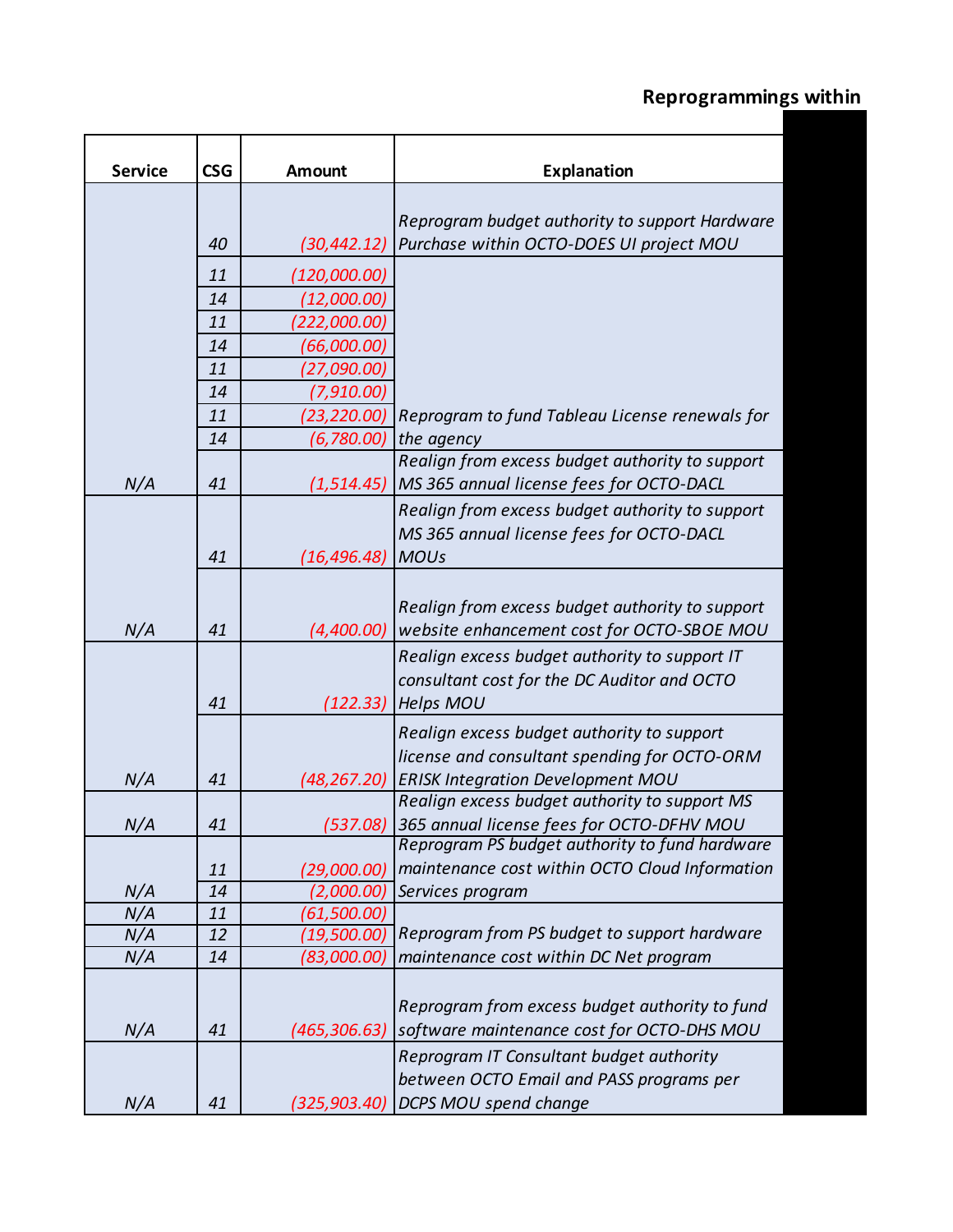**Reprogrammings within**

| Service | CSG | Amount | Explanation |
|---|---|---|---|
| | 40 | (30,442.12) | *Reprogram budget authority to support Hardware Purchase within OCTO-DOES UI project MOU* |
| | 11 | (120,000.00) | |
| | 14 | (12,000.00) | |
| | 11 | (222,000.00) | |
| | 14 | (66,000.00) | |
| | 11 | (27,090.00) | |
| | 14 | (7,910.00) | |
| | 11 | (23,220.00) | *Reprogram to fund Tableau License renewals for the agency* |
| | 14 | (6,780.00) | |
| N/A | 41 | (1,514.45) | *Realign from excess budget authority to support MS 365 annual license fees for OCTO-DACL* |
| | 41 | (16,496.48) | *Realign from excess budget authority to support MS 365 annual license fees for OCTO-DACL MOUs* |
| N/A | 41 | (4,400.00) | *Realign from excess budget authority to support website enhancement cost for OCTO-SBOE MOU* |
| | 41 | (122.33) | *Realign excess budget authority to support IT consultant cost for the DC Auditor and OCTO Helps MOU* |
| N/A | 41 | (48,267.20) | *Realign excess budget authority to support license and consultant spending for OCTO-ORM ERISK Integration Development MOU* |
| N/A | 41 | (537.08) | *Realign excess budget authority to support MS 365 annual license fees for OCTO-DFHV MOU* |
| | 11 | (29,000.00) | *Reprogram PS budget authority to fund hardware maintenance cost within OCTO Cloud Information Services program* |
| N/A | 14 | (2,000.00) | |
| N/A | 11 | (61,500.00) | |
| N/A | 12 | (19,500.00) | *Reprogram from PS budget to support hardware maintenance cost within DC Net program* |
| N/A | 14 | (83,000.00) | |
| N/A | 41 | (465,306.63) | *Reprogram from excess budget authority to fund software maintenance cost for OCTO-DHS MOU* |
| N/A | 41 | (325,903.40) | *Reprogram IT Consultant budget authority between OCTO Email and PASS programs per DCPS MOU spend change* |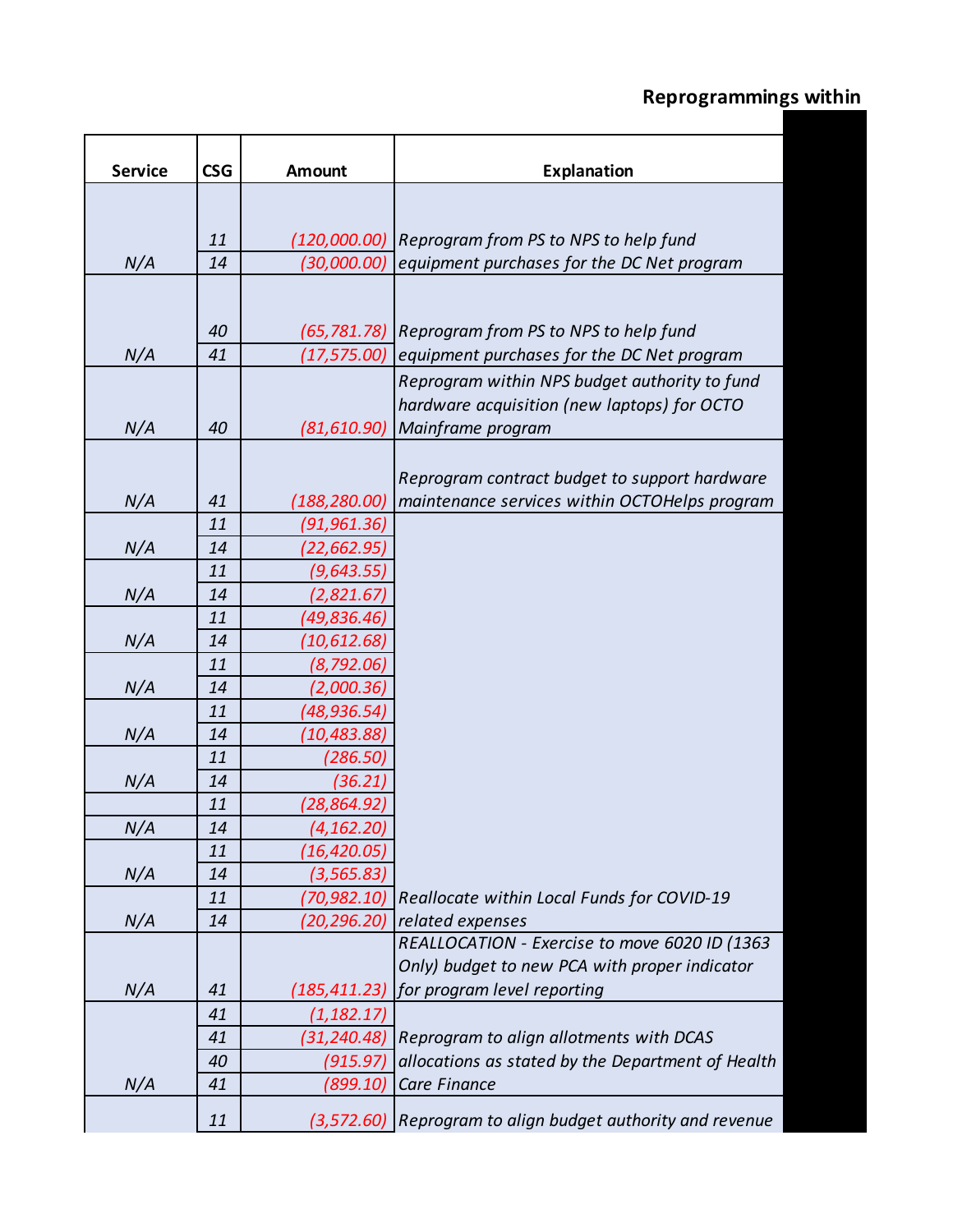## Reprogrammings within

| Service | CSG | Amount | Explanation |
|---|---|---|---|
| | 11 | (120,000.00) | Reprogram from PS to NPS to help fund |
| N/A | 14 | (30,000.00) | equipment purchases for the DC Net program |
| | 40 | (65,781.78) | Reprogram from PS to NPS to help fund |
| N/A | 41 | (17,575.00) | equipment purchases for the DC Net program |
| N/A | 40 | (81,610.90) | Reprogram within NPS budget authority to fund hardware acquisition (new laptops) for OCTO Mainframe program |
| N/A | 41 | (188,280.00) | Reprogram contract budget to support hardware maintenance services within OCTOHelps program |
| | 11 | (91,961.36) | |
| N/A | 14 | (22,662.95) | |
| | 11 | (9,643.55) | |
| N/A | 14 | (2,821.67) | |
| | 11 | (49,836.46) | |
| N/A | 14 | (10,612.68) | |
| | 11 | (8,792.06) | |
| N/A | 14 | (2,000.36) | |
| | 11 | (48,936.54) | |
| N/A | 14 | (10,483.88) | |
| | 11 | (286.50) | |
| N/A | 14 | (36.21) | |
| | 11 | (28,864.92) | |
| N/A | 14 | (4,162.20) | |
| | 11 | (16,420.05) | |
| N/A | 14 | (3,565.83) | |
| | 11 | (70,982.10) | Reallocate within Local Funds for COVID-19 |
| N/A | 14 | (20,296.20) | related expenses |
| N/A | 41 | (185,411.23) | REALLOCATION - Exercise to move 6020 ID (1363 Only) budget to new PCA with proper indicator for program level reporting |
| | 41 | (1,182.17) | |
| | 41 | (31,240.48) | Reprogram to align allotments with DCAS |
| | 40 | (915.97) | allocations as stated by the Department of Health |
| N/A | 41 | (899.10) | Care Finance |
| | 11 | (3,572.60) | Reprogram to align budget authority and revenue |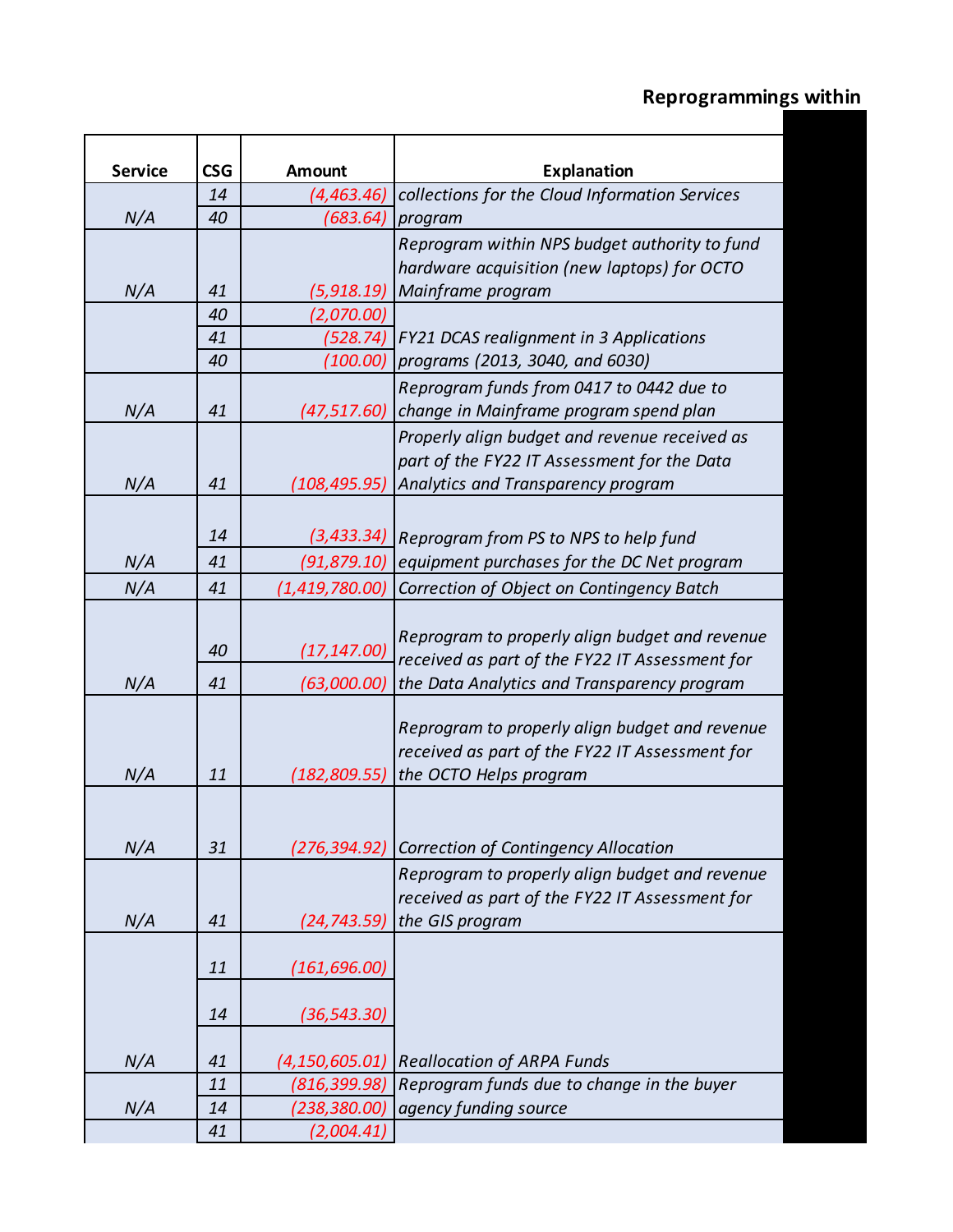## Reprogrammings within

| Service | CSG | Amount | Explanation |
|---|---|---|---|
| | 14 | (4,463.46) | collections for the Cloud Information Services |
| N/A | 40 | (683.64) | program |
| N/A | 41 | (5,918.19) | Reprogram within NPS budget authority to fund hardware acquisition (new laptops) for OCTO Mainframe program |
| | 40 | (2,070.00) | |
| | 41 | (528.74) | FY21 DCAS realignment in 3 Applications |
| | 40 | (100.00) | programs (2013, 3040, and 6030) |
| N/A | 41 | (47,517.60) | Reprogram funds from 0417 to 0442 due to change in Mainframe program spend plan |
| N/A | 41 | (108,495.95) | Properly align budget and revenue received as part of the FY22 IT Assessment for the Data Analytics and Transparency program |
| | 14 | (3,433.34) | Reprogram from PS to NPS to help fund |
| N/A | 41 | (91,879.10) | equipment purchases for the DC Net program |
| N/A | 41 | (1,419,780.00) | Correction of Object on Contingency Batch |
| | 40 | (17,147.00) | Reprogram to properly align budget and revenue received as part of the FY22 IT Assessment for |
| N/A | 41 | (63,000.00) | the Data Analytics and Transparency program |
| N/A | 11 | (182,809.55) | Reprogram to properly align budget and revenue received as part of the FY22 IT Assessment for the OCTO Helps program |
| N/A | 31 | (276,394.92) | Correction of Contingency Allocation |
| N/A | 41 | (24,743.59) | Reprogram to properly align budget and revenue received as part of the FY22 IT Assessment for the GIS program |
| | 11 | (161,696.00) | |
| | 14 | (36,543.30) | |
| N/A | 41 | (4,150,605.01) | Reallocation of ARPA Funds |
| | 11 | (816,399.98) | Reprogram funds due to change in the buyer |
| N/A | 14 | (238,380.00) | agency funding source |
| | 41 | (2,004.41) | |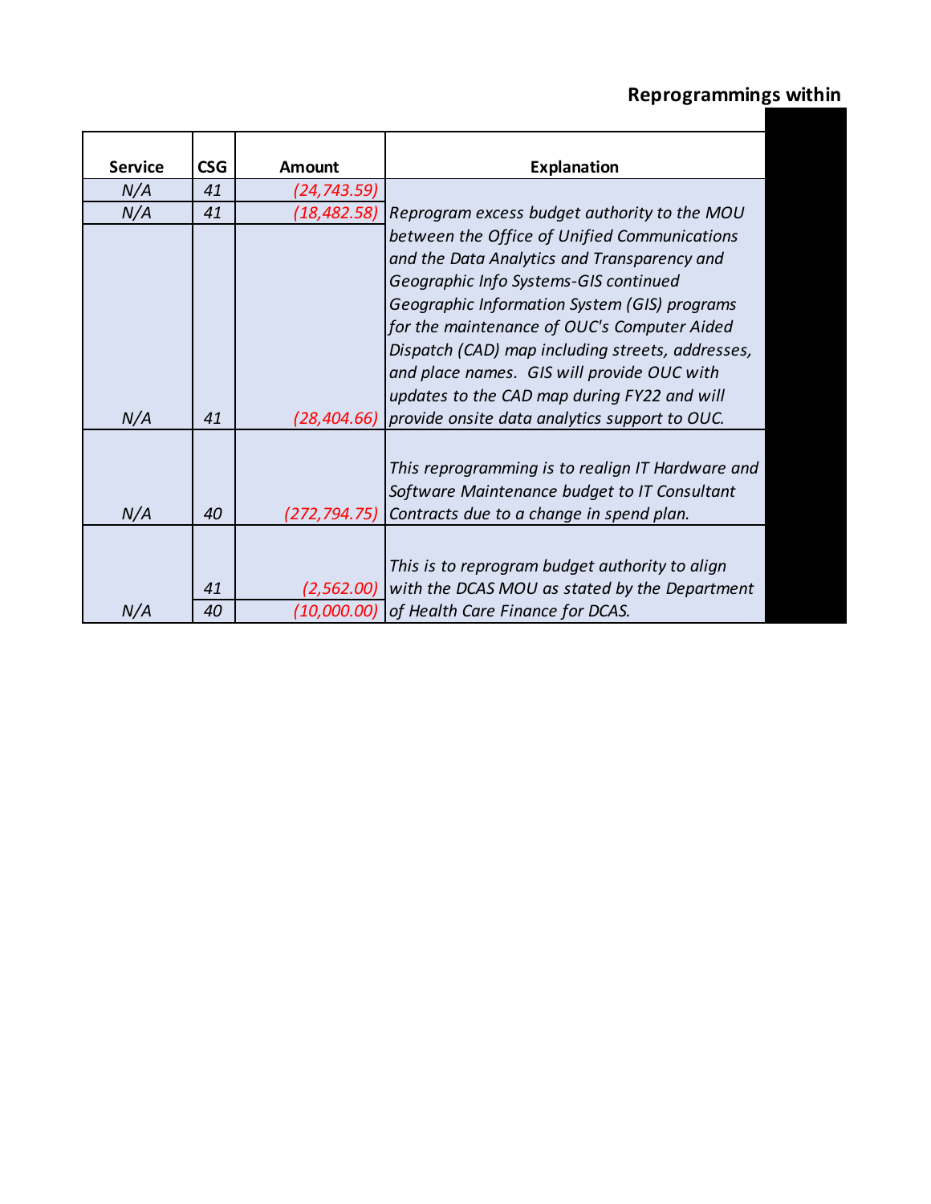## Reprogrammings within

| Service | CSG | Amount | Explanation |
| --- | --- | --- | --- |
| *N/A* | *41* | *(24,743.59)* | |
| *N/A* | *41* | *(18,482.58)* | *Reprogram excess budget authority to the MOU between the Office of Unified Communications and the Data Analytics and Transparency and Geographic Info Systems-GIS continued Geographic Information System (GIS) programs for the maintenance of OUC's Computer Aided Dispatch (CAD) map including streets, addresses, and place names. GIS will provide OUC with updates to the CAD map during FY22 and will provide onsite data analytics support to OUC.* |
| *N/A* | *41* | *(28,404.66)* | |
| *N/A* | *40* | *(272,794.75)* | *This reprogramming is to realign IT Hardware and Software Maintenance budget to IT Consultant Contracts due to a change in spend plan.* |
| | *41* | *(2,562.00)* | *This is to reprogram budget authority to align with the DCAS MOU as stated by the Department of Health Care Finance for DCAS.* |
| *N/A* | *40* | *(10,000.00)* | |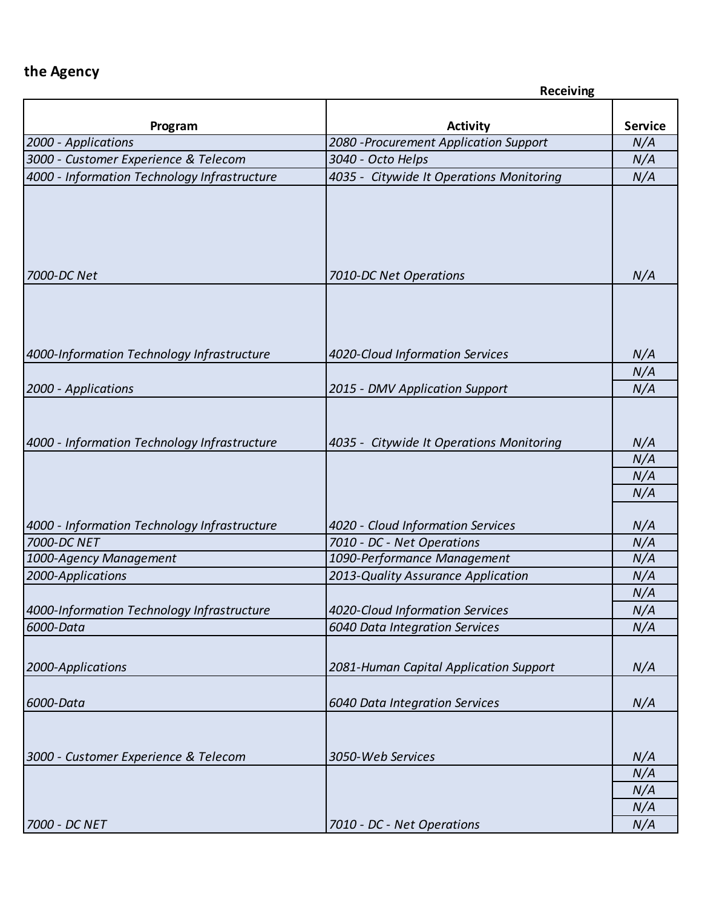**the Agency**

| Receiving | | |
|---|---|---|
| **Program** | **Activity** | **Service** |
| *2000 - Applications* | *2080 -Procurement Application Support* | *N/A* |
| *3000 - Customer Experience & Telecom* | *3040 - Octo Helps* | *N/A* |
| *4000 - Information Technology Infrastructure* | *4035 - Citywide It Operations Monitoring* | *N/A* |
| *7000-DC Net* | *7010-DC Net Operations* | *N/A* |
| *4000-Information Technology Infrastructure* | *4020-Cloud Information Services* | *N/A* |
| | | *N/A* |
| *2000 - Applications* | *2015 - DMV Application Support* | *N/A* |
| *4000 - Information Technology Infrastructure* | *4035 - Citywide It Operations Monitoring* | *N/A* |
| | | *N/A* |
| | | *N/A* |
| | | *N/A* |
| *4000 - Information Technology Infrastructure* | *4020 - Cloud Information Services* | *N/A* |
| *7000-DC NET* | *7010 - DC - Net Operations* | *N/A* |
| *1000-Agency Management* | *1090-Performance Management* | *N/A* |
| *2000-Applications* | *2013-Quality Assurance Application* | *N/A* |
| | | *N/A* |
| *4000-Information Technology Infrastructure* | *4020-Cloud Information Services* | *N/A* |
| *6000-Data* | *6040 Data Integration Services* | *N/A* |
| *2000-Applications* | *2081-Human Capital Application Support* | *N/A* |
| *6000-Data* | *6040 Data Integration Services* | *N/A* |
| *3000 - Customer Experience & Telecom* | *3050-Web Services* | *N/A* |
| | | *N/A* |
| | | *N/A* |
| | | *N/A* |
| *7000 - DC NET* | *7010 - DC - Net Operations* | *N/A* |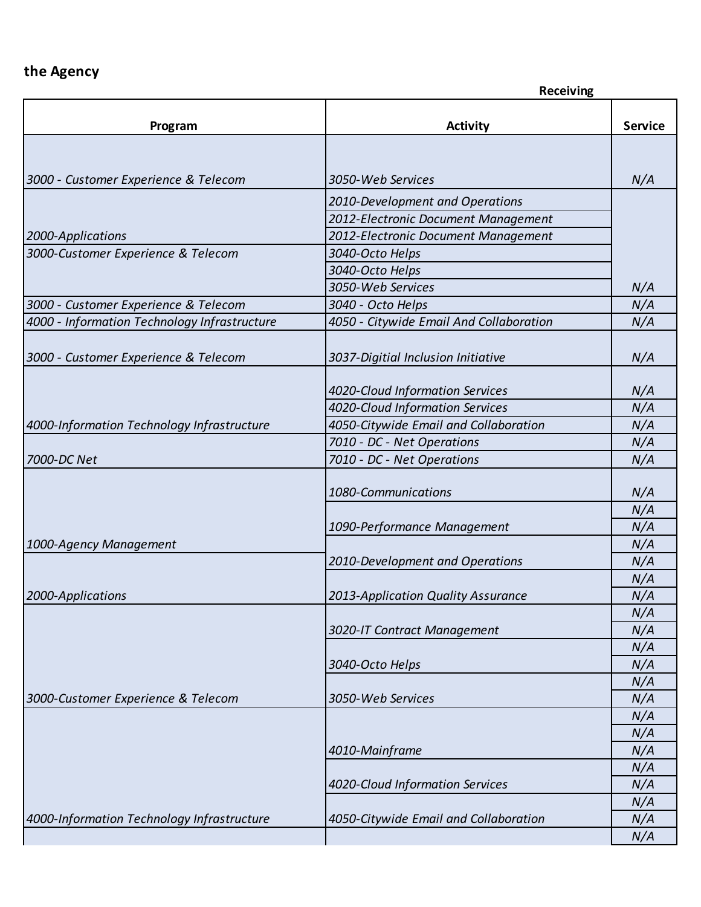**the Agency**

| Program | Activity | Service |
|---|---|---|
| Receiving | | |
| 3000 - Customer Experience & Telecom | 3050-Web Services | N/A |
| | 2010-Development and Operations | |
| | 2012-Electronic Document Management | |
| 2000-Applications | 2012-Electronic Document Management | |
| 3000-Customer Experience & Telecom | 3040-Octo Helps | |
| | 3040-Octo Helps | |
| | 3050-Web Services | N/A |
| 3000 - Customer Experience & Telecom | 3040 - Octo Helps | N/A |
| 4000 - Information Technology Infrastructure | 4050 - Citywide Email And Collaboration | N/A |
| 3000 - Customer Experience & Telecom | 3037-Digitial Inclusion Initiative | N/A |
| | 4020-Cloud Information Services | N/A |
| | 4020-Cloud Information Services | N/A |
| 4000-Information Technology Infrastructure | 4050-Citywide Email and Collaboration | N/A |
| | 7010 - DC - Net Operations | N/A |
| 7000-DC Net | 7010 - DC - Net Operations | N/A |
| | 1080-Communications | N/A |
| | | N/A |
| | 1090-Performance Management | N/A |
| 1000-Agency Management | | N/A |
| | 2010-Development and Operations | N/A |
| | | N/A |
| 2000-Applications | 2013-Application Quality Assurance | N/A |
| | | N/A |
| | 3020-IT Contract Management | N/A |
| | | N/A |
| | 3040-Octo Helps | N/A |
| | | N/A |
| 3000-Customer Experience & Telecom | 3050-Web Services | N/A |
| | | N/A |
| | | N/A |
| | 4010-Mainframe | N/A |
| | | N/A |
| | 4020-Cloud Information Services | N/A |
| | | N/A |
| 4000-Information Technology Infrastructure | 4050-Citywide Email and Collaboration | N/A |
| | | N/A |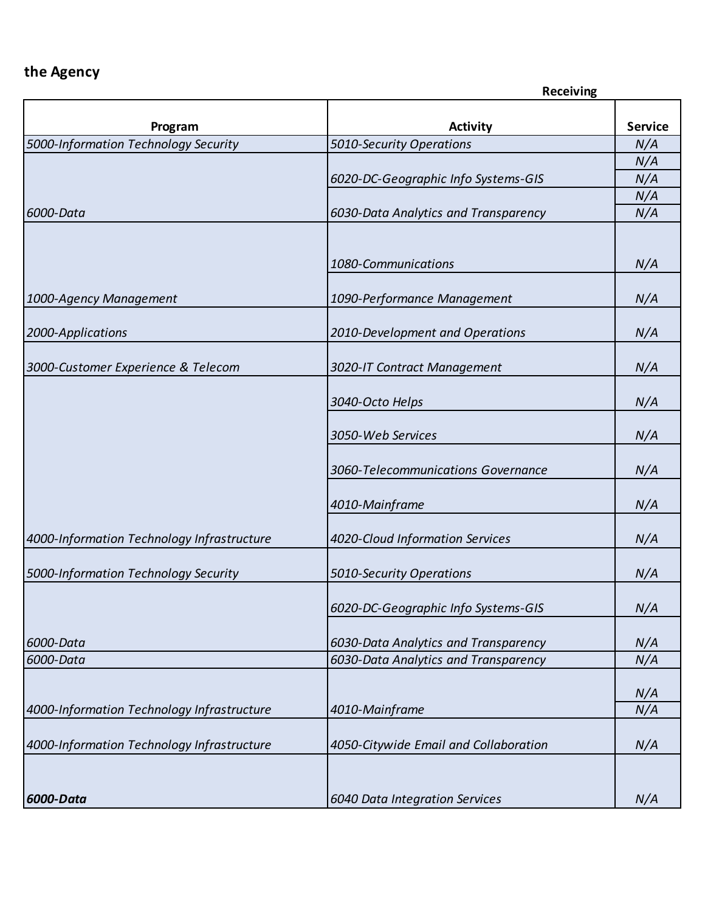**the Agency**

| | Receiving | |
|---|---|---|
| **Program** | **Activity** | **Service** |
| *5000-Information Technology Security* | *5010-Security Operations* | *N/A* |
| | | *N/A* |
| | *6020-DC-Geographic Info Systems-GIS* | *N/A* |
| | | *N/A* |
| *6000-Data* | *6030-Data Analytics and Transparency* | *N/A* |
| | *1080-Communications* | *N/A* |
| *1000-Agency Management* | *1090-Performance Management* | *N/A* |
| *2000-Applications* | *2010-Development and Operations* | *N/A* |
| *3000-Customer Experience & Telecom* | *3020-IT Contract Management* | *N/A* |
| | *3040-Octo Helps* | *N/A* |
| | *3050-Web Services* | *N/A* |
| | *3060-Telecommunications Governance* | *N/A* |
| | *4010-Mainframe* | *N/A* |
| *4000-Information Technology Infrastructure* | *4020-Cloud Information Services* | *N/A* |
| *5000-Information Technology Security* | *5010-Security Operations* | *N/A* |
| | *6020-DC-Geographic Info Systems-GIS* | *N/A* |
| *6000-Data* | *6030-Data Analytics and Transparency* | *N/A* |
| *6000-Data* | *6030-Data Analytics and Transparency* | *N/A* |
| | | *N/A* |
| *4000-Information Technology Infrastructure* | *4010-Mainframe* | *N/A* |
| *4000-Information Technology Infrastructure* | *4050-Citywide Email and Collaboration* | *N/A* |
| ***6000-Data*** | *6040 Data Integration Services* | *N/A* |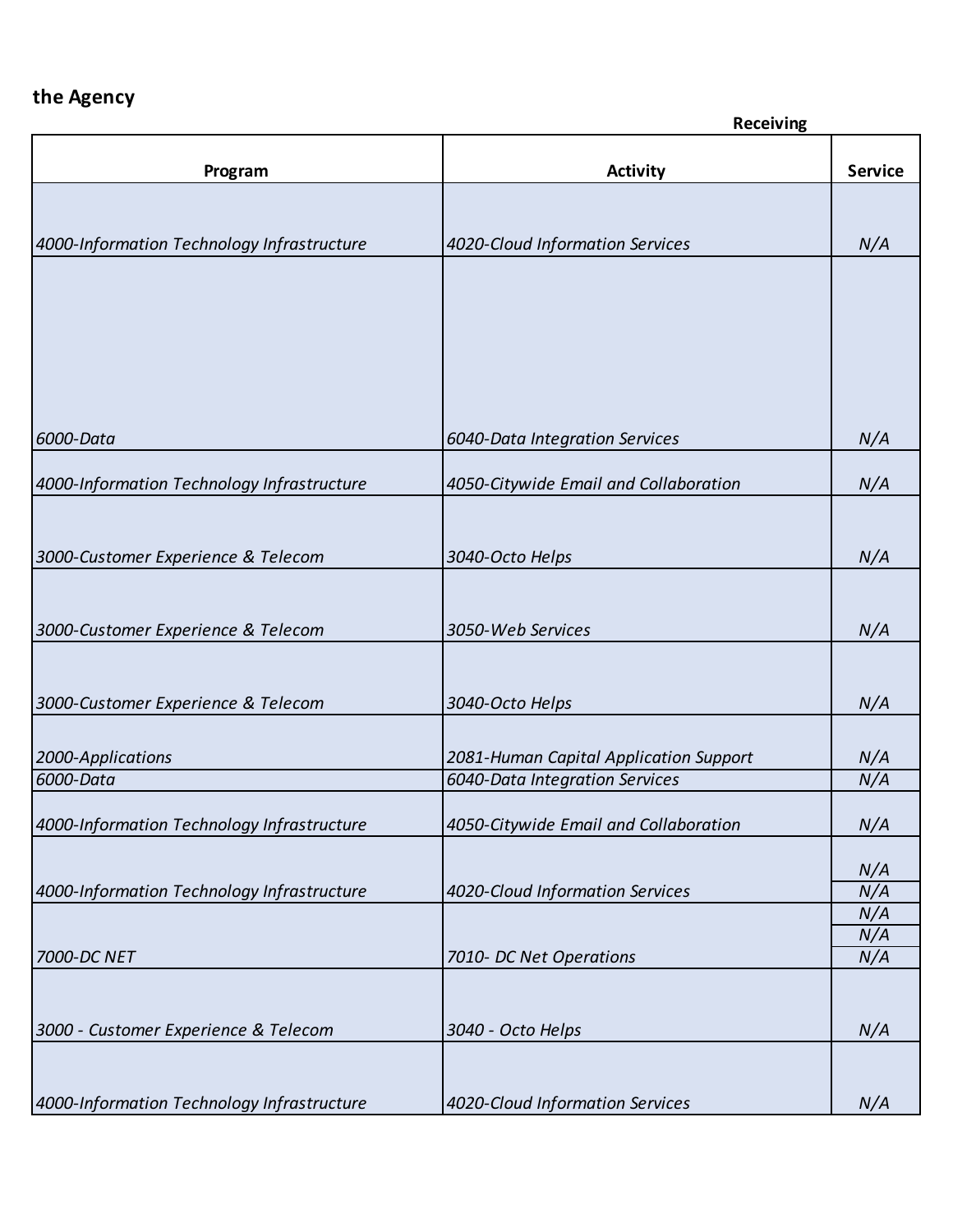**the Agency**

| Receiving | | |
|---|---|---|
| **Program** | **Activity** | **Service** |
| *4000-Information Technology Infrastructure* | *4020-Cloud Information Services* | *N/A* |
| *6000-Data* | *6040-Data Integration Services* | *N/A* |
| *4000-Information Technology Infrastructure* | *4050-Citywide Email and Collaboration* | *N/A* |
| *3000-Customer Experience & Telecom* | *3040-Octo Helps* | *N/A* |
| *3000-Customer Experience & Telecom* | *3050-Web Services* | *N/A* |
| *3000-Customer Experience & Telecom* | *3040-Octo Helps* | *N/A* |
| *2000-Applications* | *2081-Human Capital Application Support* | *N/A* |
| *6000-Data* | *6040-Data Integration Services* | *N/A* |
| *4000-Information Technology Infrastructure* | *4050-Citywide Email and Collaboration* | *N/A* |
| | | *N/A* |
| *4000-Information Technology Infrastructure* | *4020-Cloud Information Services* | *N/A* |
| | | *N/A* |
| | | *N/A* |
| *7000-DC NET* | *7010- DC Net Operations* | *N/A* |
| *3000 - Customer Experience & Telecom* | *3040 - Octo Helps* | *N/A* |
| *4000-Information Technology Infrastructure* | *4020-Cloud Information Services* | *N/A* |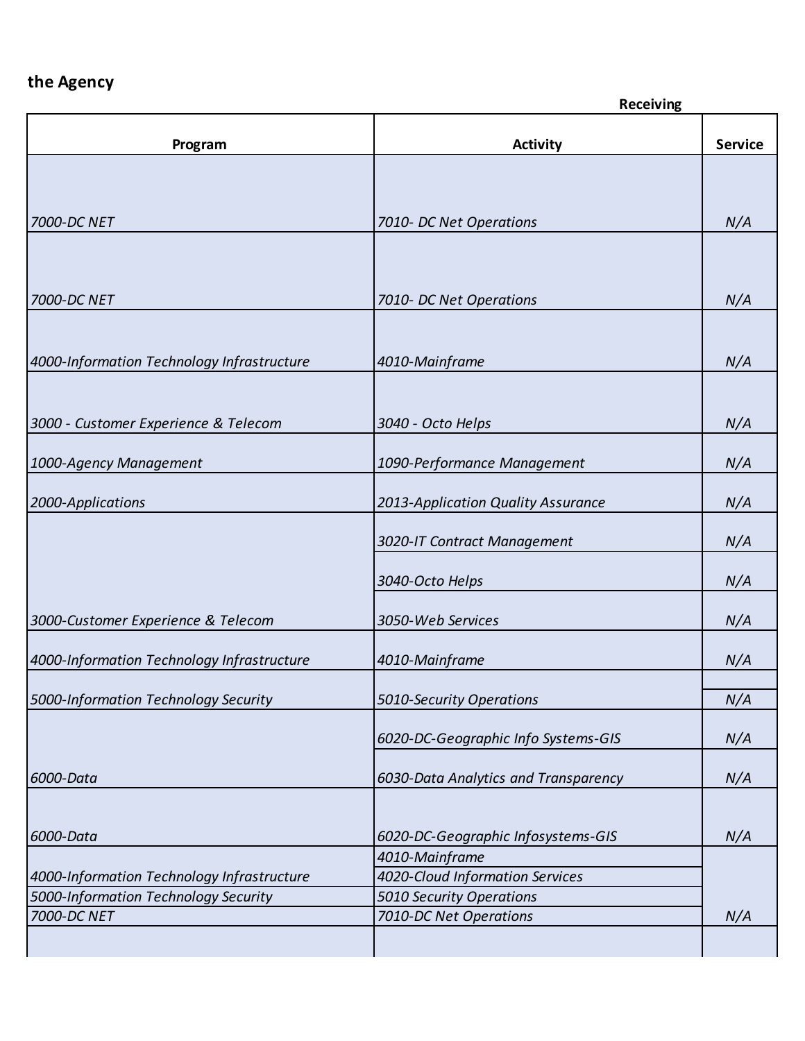**the Agency**

| Receiving | | |
|---|---|---|
| **Program** | **Activity** | **Service** |
| *7000-DC NET* | *7010- DC Net Operations* | *N/A* |
| *7000-DC NET* | *7010- DC Net Operations* | *N/A* |
| *4000-Information Technology Infrastructure* | *4010-Mainframe* | *N/A* |
| *3000 - Customer Experience & Telecom* | *3040 - Octo Helps* | *N/A* |
| *1000-Agency Management* | *1090-Performance Management* | *N/A* |
| *2000-Applications* | *2013-Application Quality Assurance* | *N/A* |
| | *3020-IT Contract Management* | *N/A* |
| | *3040-Octo Helps* | *N/A* |
| *3000-Customer Experience & Telecom* | *3050-Web Services* | *N/A* |
| *4000-Information Technology Infrastructure* | *4010-Mainframe* | *N/A* |
| *5000-Information Technology Security* | *5010-Security Operations* | *N/A* |
| | *6020-DC-Geographic Info Systems-GIS* | *N/A* |
| *6000-Data* | *6030-Data Analytics and Transparency* | *N/A* |
| *6000-Data* | *6020-DC-Geographic Infosystems-GIS* | *N/A* |
| | *4010-Mainframe* | |
| *4000-Information Technology Infrastructure* | *4020-Cloud Information Services* | |
| *5000-Information Technology Security* | *5010 Security Operations* | |
| *7000-DC NET* | *7010-DC Net Operations* | *N/A* |
| | | |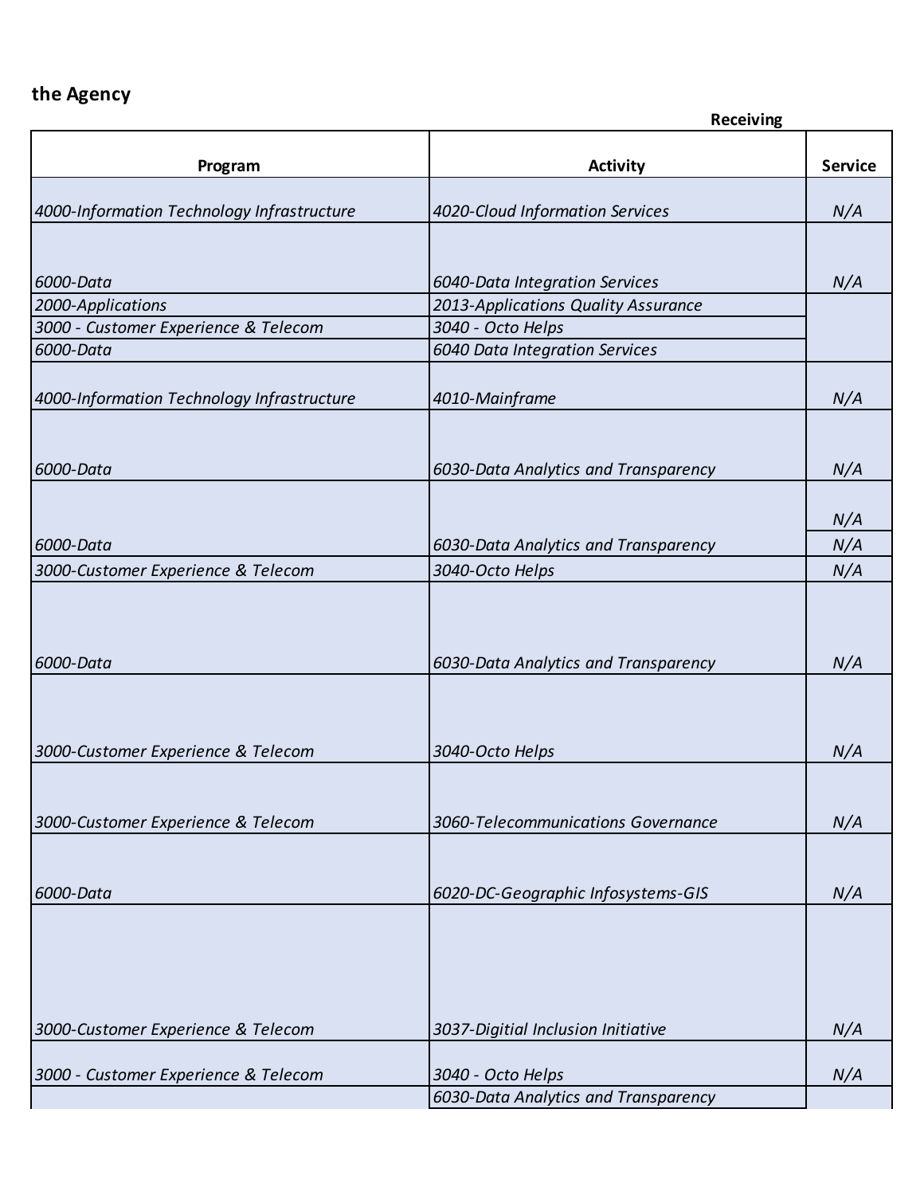**the Agency**

| Program | Activity | Service |
|---|---|---|
| | **Receiving** | |
| *4000-Information Technology Infrastructure* | *4020-Cloud Information Services* | *N/A* |
| *6000-Data* | *6040-Data Integration Services* | *N/A* |
| *2000-Applications* | *2013-Applications Quality Assurance* | |
| *3000 - Customer Experience & Telecom* | *3040 - Octo Helps* | |
| *6000-Data* | *6040 Data Integration Services* | |
| *4000-Information Technology Infrastructure* | *4010-Mainframe* | *N/A* |
| *6000-Data* | *6030-Data Analytics and Transparency* | *N/A* |
| | | *N/A* |
| *6000-Data* | *6030-Data Analytics and Transparency* | *N/A* |
| *3000-Customer Experience & Telecom* | *3040-Octo Helps* | *N/A* |
| *6000-Data* | *6030-Data Analytics and Transparency* | *N/A* |
| *3000-Customer Experience & Telecom* | *3040-Octo Helps* | *N/A* |
| *3000-Customer Experience & Telecom* | *3060-Telecommunications Governance* | *N/A* |
| *6000-Data* | *6020-DC-Geographic Infosystems-GIS* | *N/A* |
| *3000-Customer Experience & Telecom* | *3037-Digitial Inclusion Initiative* | *N/A* |
| *3000 - Customer Experience & Telecom* | *3040 - Octo Helps* | *N/A* |
| | *6030-Data Analytics and Transparency* | |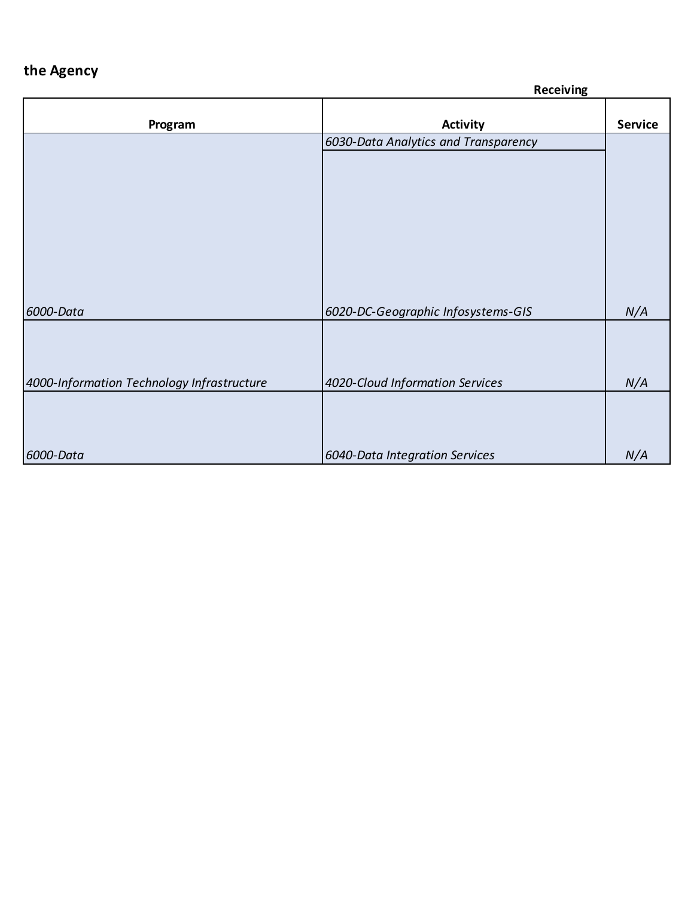**the Agency**

| | Receiving | |
|---|---|---|
| **Program** | **Activity** | **Service** |
| | *6030-Data Analytics and Transparency* | |
| *6000-Data* | *6020-DC-Geographic Infosystems-GIS* | *N/A* |
| *4000-Information Technology Infrastructure* | *4020-Cloud Information Services* | *N/A* |
| *6000-Data* | *6040-Data Integration Services* | *N/A* |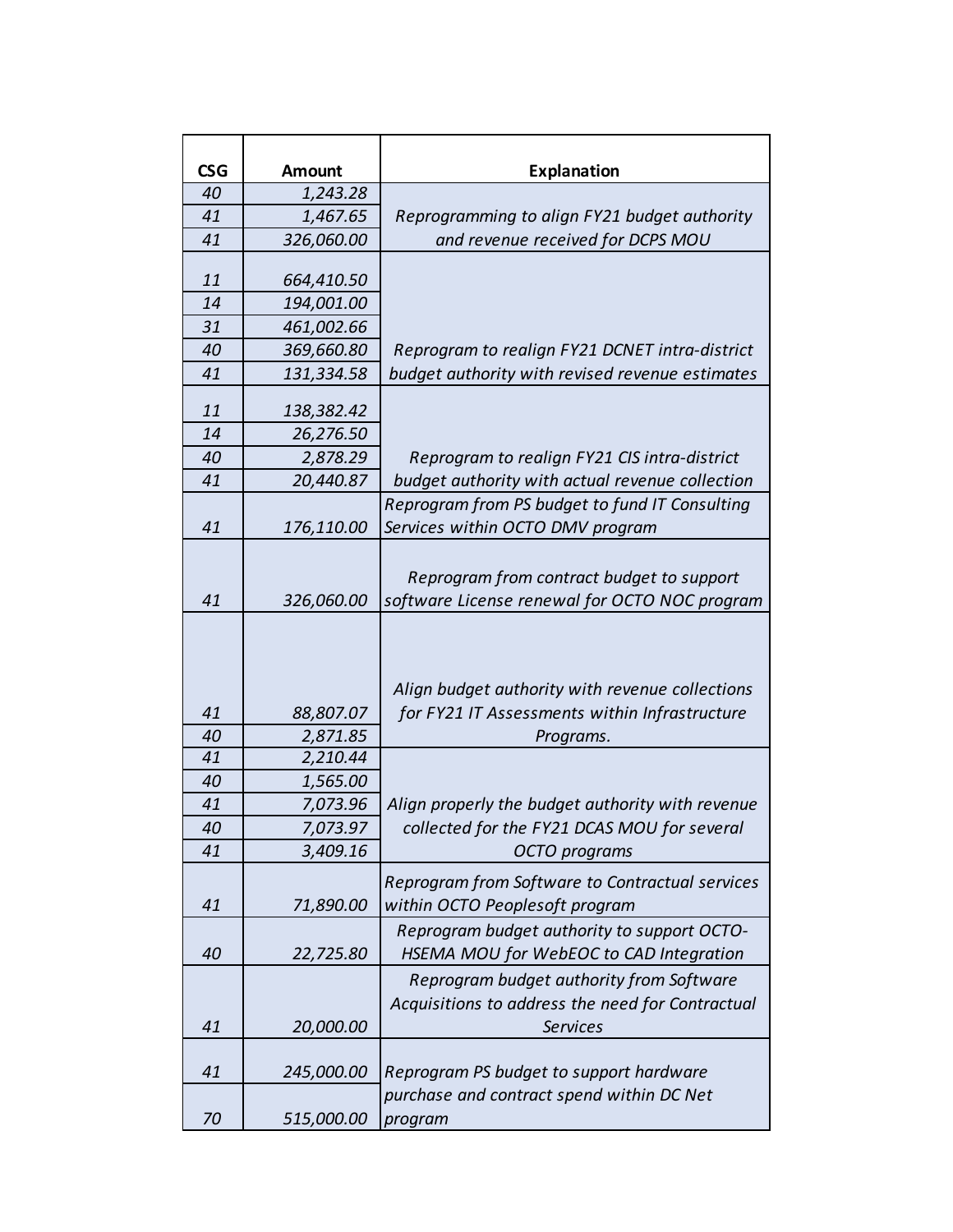| CSG | Amount | Explanation |
|---|---|---|
| *40* | *1,243.28* | *Reprogramming to align FY21 budget authority and revenue received for DCPS MOU* |
| *41* | *1,467.65* | |
| *41* | *326,060.00* | |
| *11* | *664,410.50* | *Reprogram to realign FY21 DCNET intra-district budget authority with revised revenue estimates* |
| *14* | *194,001.00* | |
| *31* | *461,002.66* | |
| *40* | *369,660.80* | |
| *41* | *131,334.58* | |
| *11* | *138,382.42* | *Reprogram to realign FY21 CIS intra-district budget authority with actual revenue collection* |
| *14* | *26,276.50* | |
| *40* | *2,878.29* | |
| *41* | *20,440.87* | |
| *41* | *176,110.00* | *Reprogram from PS budget to fund IT Consulting Services within OCTO DMV program* |
| *41* | *326,060.00* | *Reprogram from contract budget to support software License renewal for OCTO NOC program* |
| *41* | *88,807.07* | *Align budget authority with revenue collections for FY21 IT Assessments within Infrastructure Programs.* |
| *40* | *2,871.85* | |
| *41* | *2,210.44* | *Align properly the budget authority with revenue collected for the FY21 DCAS MOU for several OCTO programs* |
| *40* | *1,565.00* | |
| *41* | *7,073.96* | |
| *40* | *7,073.97* | |
| *41* | *3,409.16* | |
| *41* | *71,890.00* | *Reprogram from Software to Contractual services within OCTO Peoplesoft program* |
| *40* | *22,725.80* | *Reprogram budget authority to support OCTO-HSEMA MOU for WebEOC to CAD Integration* |
| *41* | *20,000.00* | *Reprogram budget authority from Software Acquisitions to address the need for Contractual Services* |
| *41* | *245,000.00* | *Reprogram PS budget to support hardware purchase and contract spend within DC Net program* |
| *70* | *515,000.00* | |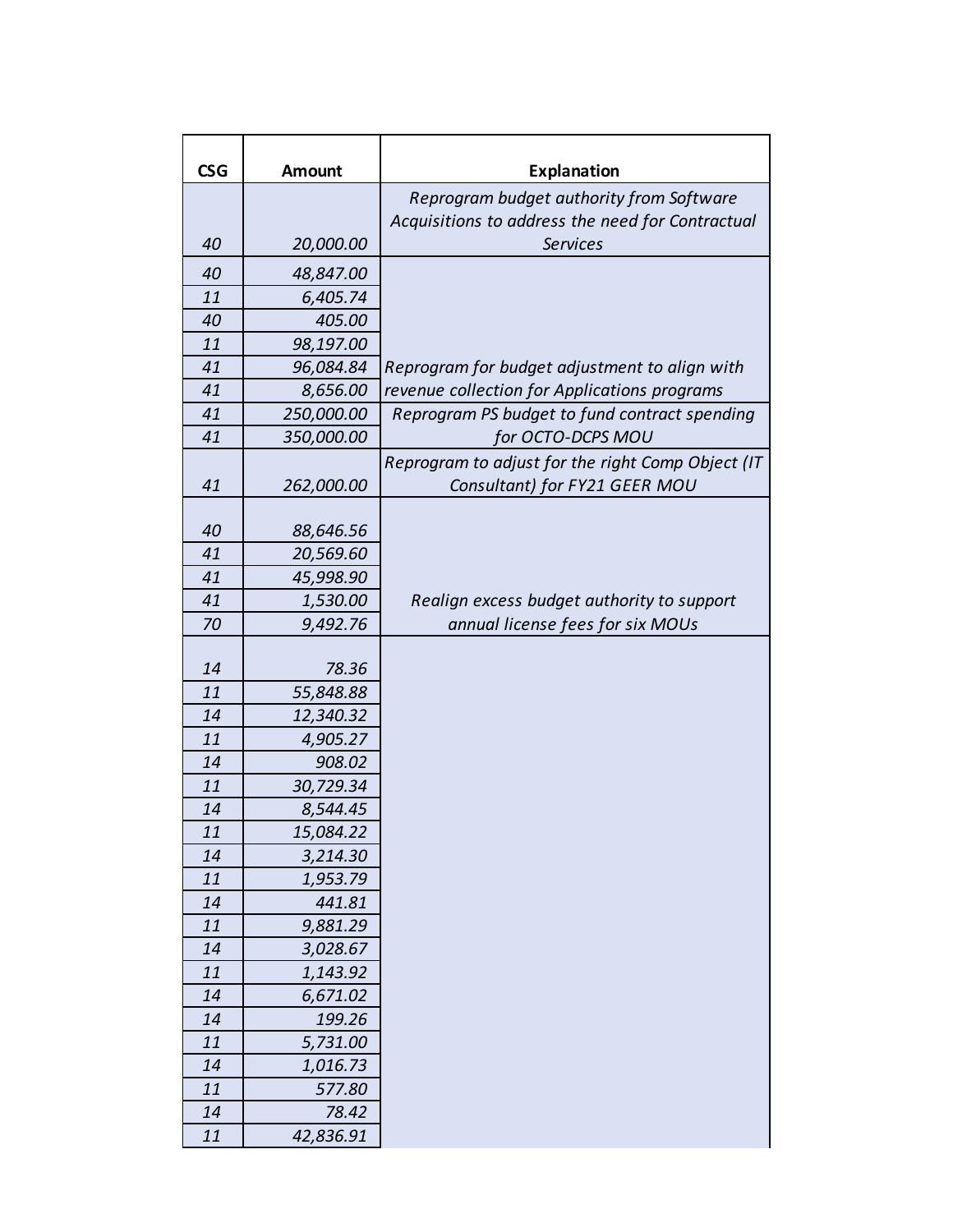| CSG | Amount | Explanation |
|---|---|---|
| *40* | *20,000.00* | *Reprogram budget authority from Software Acquisitions to address the need for Contractual Services* |
| *40* | *48,847.00* | |
| *11* | *6,405.74* | |
| *40* | *405.00* | |
| *11* | *98,197.00* | |
| *41* | *96,084.84* | *Reprogram for budget adjustment to align with* |
| *41* | *8,656.00* | *revenue collection for Applications programs* |
| *41* | *250,000.00* | *Reprogram PS budget to fund contract spending* |
| *41* | *350,000.00* | *for OCTO-DCPS MOU* |
| *41* | *262,000.00* | *Reprogram to adjust for the right Comp Object (IT Consultant) for FY21 GEER MOU* |
| *40* | *88,646.56* | |
| *41* | *20,569.60* | |
| *41* | *45,998.90* | |
| *41* | *1,530.00* | *Realign excess budget authority to support* |
| *70* | *9,492.76* | *annual license fees for six MOUs* |
| *14* | *78.36* | |
| *11* | *55,848.88* | |
| *14* | *12,340.32* | |
| *11* | *4,905.27* | |
| *14* | *908.02* | |
| *11* | *30,729.34* | |
| *14* | *8,544.45* | |
| *11* | *15,084.22* | |
| *14* | *3,214.30* | |
| *11* | *1,953.79* | |
| *14* | *441.81* | |
| *11* | *9,881.29* | |
| *14* | *3,028.67* | |
| *11* | *1,143.92* | |
| *14* | *6,671.02* | |
| *14* | *199.26* | |
| *11* | *5,731.00* | |
| *14* | *1,016.73* | |
| *11* | *577.80* | |
| *14* | *78.42* | |
| *11* | *42,836.91* | |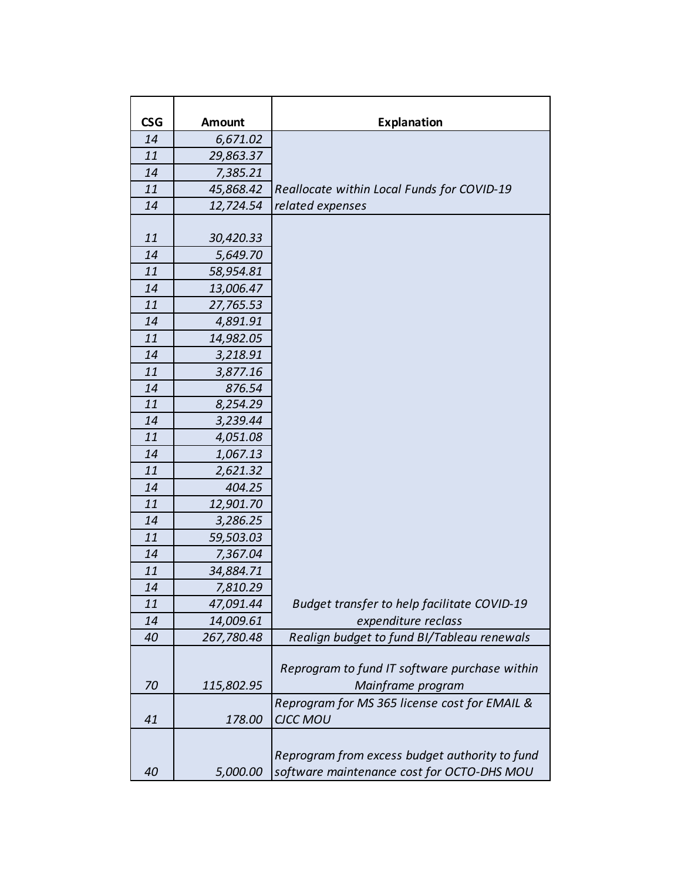| CSG | Amount | Explanation |
|---|---|---|
| *14* | *6,671.02* | |
| *11* | *29,863.37* | |
| *14* | *7,385.21* | |
| *11* | *45,868.42* | |
| *14* | *12,724.54* | *Reallocate within Local Funds for COVID-19 related expenses* |
| *11* | *30,420.33* | |
| *14* | *5,649.70* | |
| *11* | *58,954.81* | |
| *14* | *13,006.47* | |
| *11* | *27,765.53* | |
| *14* | *4,891.91* | |
| *11* | *14,982.05* | |
| *14* | *3,218.91* | |
| *11* | *3,877.16* | |
| *14* | *876.54* | |
| *11* | *8,254.29* | |
| *14* | *3,239.44* | |
| *11* | *4,051.08* | |
| *14* | *1,067.13* | |
| *11* | *2,621.32* | |
| *14* | *404.25* | |
| *11* | *12,901.70* | |
| *14* | *3,286.25* | |
| *11* | *59,503.03* | |
| *14* | *7,367.04* | |
| *11* | *34,884.71* | |
| *14* | *7,810.29* | |
| *11* | *47,091.44* | |
| *14* | *14,009.61* | *Budget transfer to help facilitate COVID-19 expenditure reclass* |
| *40* | *267,780.48* | *Realign budget to fund BI/Tableau renewals* |
| *70* | *115,802.95* | *Reprogram to fund IT software purchase within Mainframe program* |
| *41* | *178.00* | *Reprogram for MS 365 license cost for EMAIL & CJCC MOU* |
| *40* | *5,000.00* | *Reprogram from excess budget authority to fund software maintenance cost for OCTO-DHS MOU* |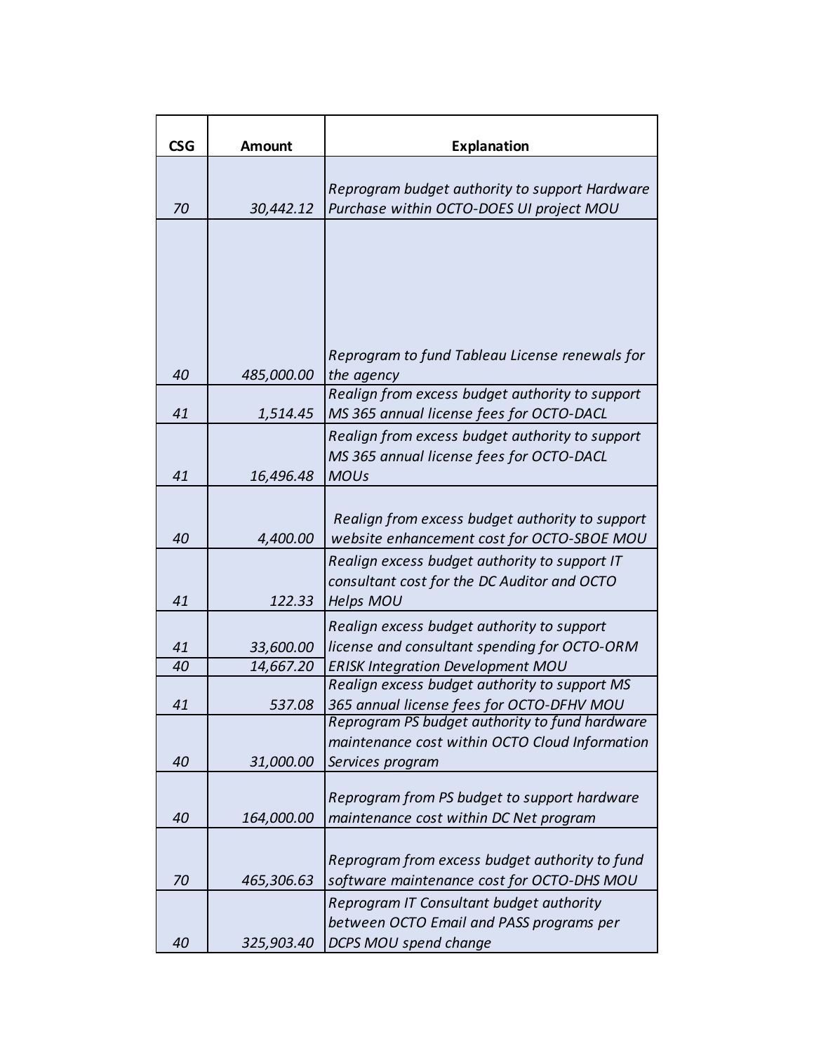| CSG | Amount | Explanation |
|---|---|---|
| *70* | *30,442.12* | *Reprogram budget authority to support Hardware Purchase within OCTO-DOES UI project MOU* |
| *40* | *485,000.00* | *Reprogram to fund Tableau License renewals for the agency* |
| *41* | *1,514.45* | *Realign from excess budget authority to support MS 365 annual license fees for OCTO-DACL* |
| *41* | *16,496.48* | *Realign from excess budget authority to support MS 365 annual license fees for OCTO-DACL MOUs* |
| *40* | *4,400.00* | *Realign from excess budget authority to support website enhancement cost for OCTO-SBOE MOU* |
| *41* | *122.33* | *Realign excess budget authority to support IT consultant cost for the DC Auditor and OCTO Helps MOU* |
| *41* | *33,600.00* | *Realign excess budget authority to support license and consultant spending for OCTO-ORM ERISK Integration Development MOU* |
| *40* | *14,667.20* | |
| *41* | *537.08* | *Realign excess budget authority to support MS 365 annual license fees for OCTO-DFHV MOU* |
| *40* | *31,000.00* | *Reprogram PS budget authority to fund hardware maintenance cost within OCTO Cloud Information Services program* |
| *40* | *164,000.00* | *Reprogram from PS budget to support hardware maintenance cost within DC Net program* |
| *70* | *465,306.63* | *Reprogram from excess budget authority to fund software maintenance cost for OCTO-DHS MOU* |
| *40* | *325,903.40* | *Reprogram IT Consultant budget authority between OCTO Email and PASS programs per DCPS MOU spend change* |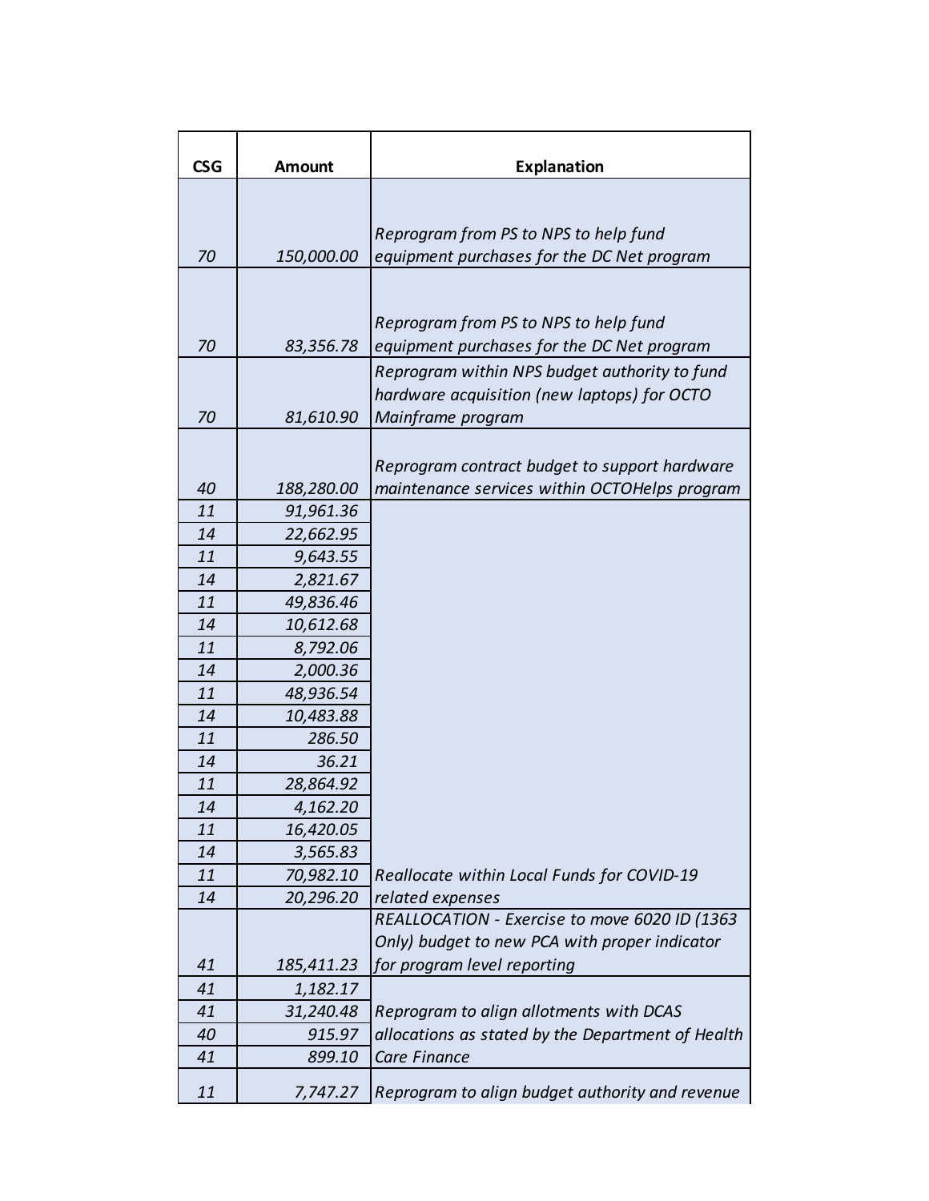| CSG | Amount | Explanation |
|---|---|---|
| *70* | *150,000.00* | *Reprogram from PS to NPS to help fund equipment purchases for the DC Net program* |
| *70* | *83,356.78* | *Reprogram from PS to NPS to help fund equipment purchases for the DC Net program* |
| *70* | *81,610.90* | *Reprogram within NPS budget authority to fund hardware acquisition (new laptops) for OCTO Mainframe program* |
| *40* | *188,280.00* | *Reprogram contract budget to support hardware maintenance services within OCTOHelps program* |
| *11* | *91,961.36* | |
| *14* | *22,662.95* | |
| *11* | *9,643.55* | |
| *14* | *2,821.67* | |
| *11* | *49,836.46* | |
| *14* | *10,612.68* | |
| *11* | *8,792.06* | |
| *14* | *2,000.36* | |
| *11* | *48,936.54* | |
| *14* | *10,483.88* | |
| *11* | *286.50* | |
| *14* | *36.21* | |
| *11* | *28,864.92* | |
| *14* | *4,162.20* | |
| *11* | *16,420.05* | |
| *14* | *3,565.83* | |
| *11* | *70,982.10* | *Reallocate within Local Funds for COVID-19* |
| *14* | *20,296.20* | *related expenses* |
| *41* | *185,411.23* | *REALLOCATION - Exercise to move 6020 ID (1363 Only) budget to new PCA with proper indicator for program level reporting* |
| *41* | *1,182.17* | |
| *41* | *31,240.48* | *Reprogram to align allotments with DCAS* |
| *40* | *915.97* | *allocations as stated by the Department of Health* |
| *41* | *899.10* | *Care Finance* |
| *11* | *7,747.27* | *Reprogram to align budget authority and revenue* |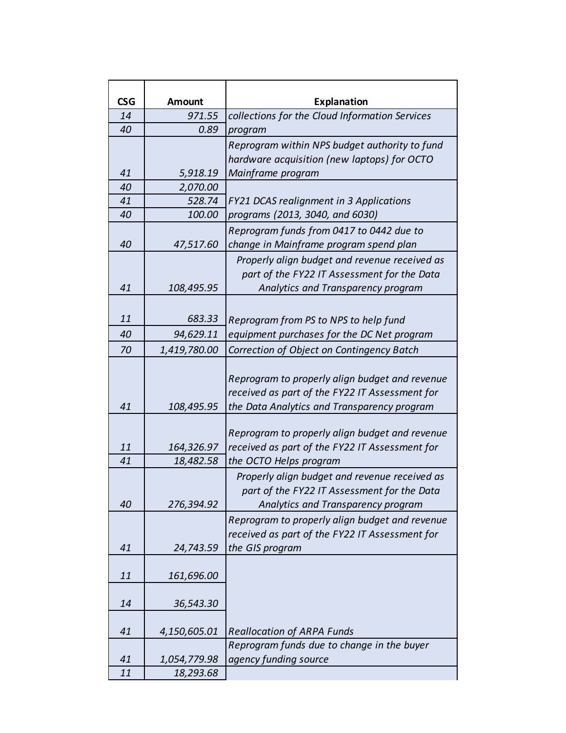| CSG | Amount | Explanation |
|---|---|---|
| 14 | 971.55 | collections for the Cloud Information Services |
| 40 | 0.89 | program |
| 41 | 5,918.19 | Reprogram within NPS budget authority to fund hardware acquisition (new laptops) for OCTO Mainframe program |
| 40 | 2,070.00 | |
| 41 | 528.74 | FY21 DCAS realignment in 3 Applications |
| 40 | 100.00 | programs (2013, 3040, and 6030) |
| 40 | 47,517.60 | Reprogram funds from 0417 to 0442 due to change in Mainframe program spend plan |
| 41 | 108,495.95 | Properly align budget and revenue received as part of the FY22 IT Assessment for the Data Analytics and Transparency program |
| 11 | 683.33 | Reprogram from PS to NPS to help fund |
| 40 | 94,629.11 | equipment purchases for the DC Net program |
| 70 | 1,419,780.00 | Correction of Object on Contingency Batch |
| 41 | 108,495.95 | Reprogram to properly align budget and revenue received as part of the FY22 IT Assessment for the Data Analytics and Transparency program |
| 11 | 164,326.97 | Reprogram to properly align budget and revenue received as part of the FY22 IT Assessment for |
| 41 | 18,482.58 | the OCTO Helps program |
| 40 | 276,394.92 | Properly align budget and revenue received as part of the FY22 IT Assessment for the Data Analytics and Transparency program |
| 41 | 24,743.59 | Reprogram to properly align budget and revenue received as part of the FY22 IT Assessment for the GIS program |
| 11 | 161,696.00 | |
| 14 | 36,543.30 | |
| 41 | 4,150,605.01 | Reallocation of ARPA Funds |
| 41 | 1,054,779.98 | Reprogram funds due to change in the buyer agency funding source |
| 11 | 18,293.68 | |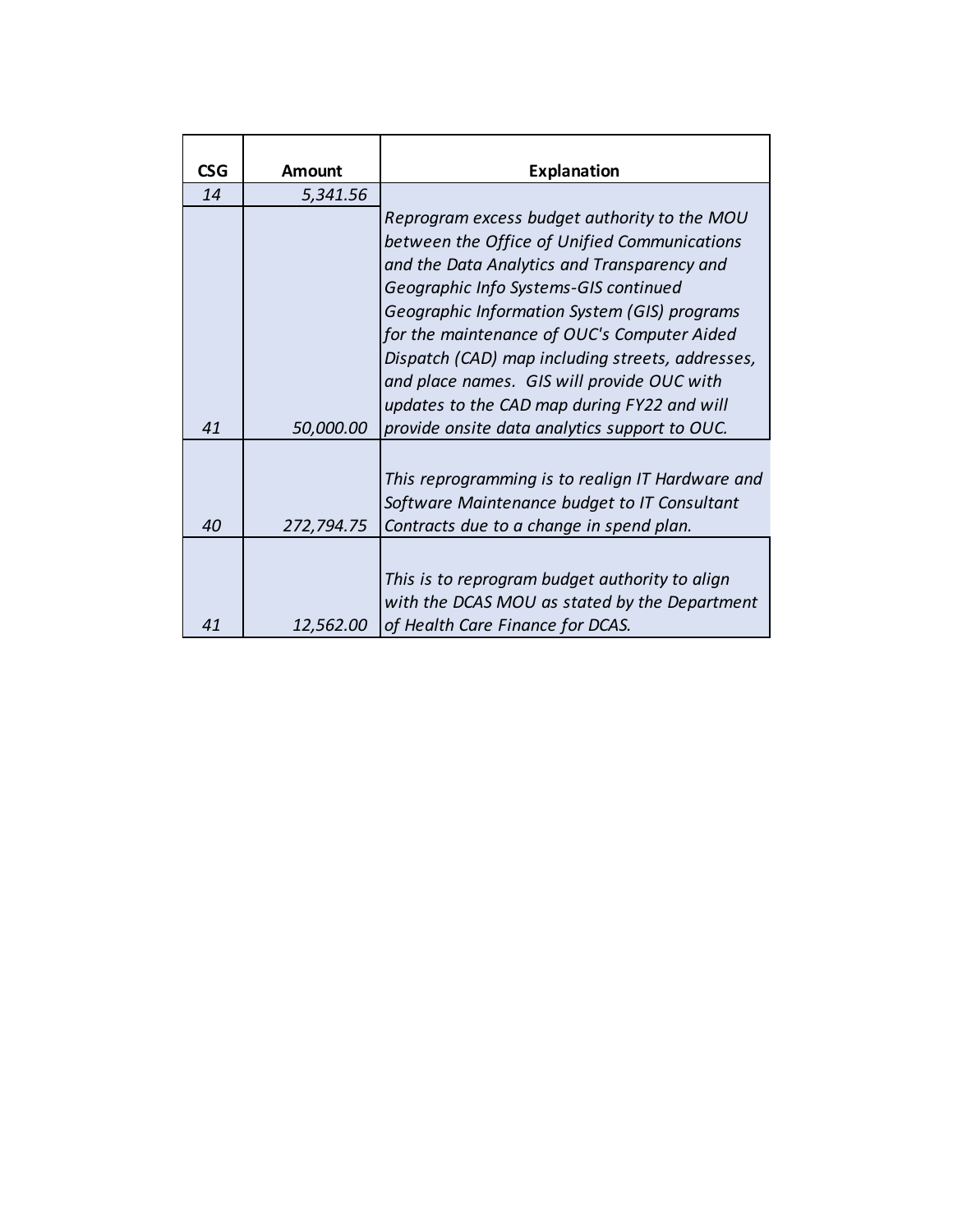| CSG | Amount | Explanation |
|---|---|---|
| *14* | *5,341.56* | |
| *41* | *50,000.00* | *Reprogram excess budget authority to the MOU between the Office of Unified Communications and the Data Analytics and Transparency and Geographic Info Systems-GIS continued Geographic Information System (GIS) programs for the maintenance of OUC's Computer Aided Dispatch (CAD) map including streets, addresses, and place names. GIS will provide OUC with updates to the CAD map during FY22 and will provide onsite data analytics support to OUC.* |
| *40* | *272,794.75* | *This reprogramming is to realign IT Hardware and Software Maintenance budget to IT Consultant Contracts due to a change in spend plan.* |
| *41* | *12,562.00* | *This is to reprogram budget authority to align with the DCAS MOU as stated by the Department of Health Care Finance for DCAS.* |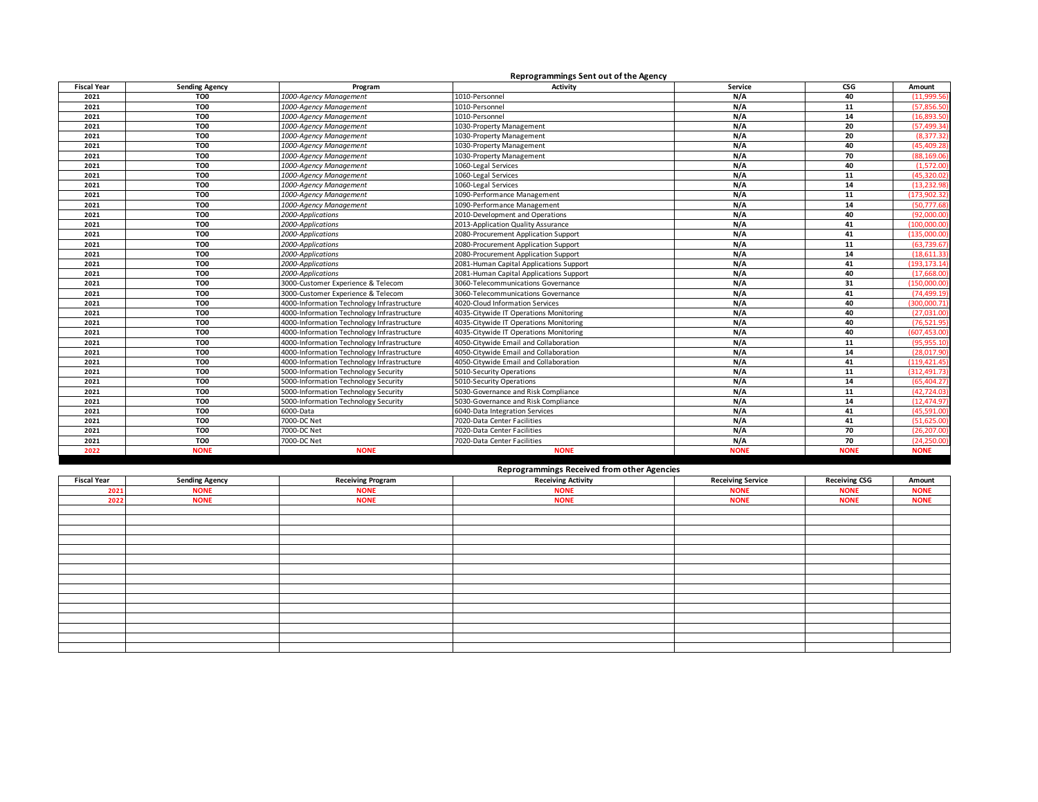## Reprogrammings Sent out of the Agency

| Fiscal Year | Sending Agency | Program | Activity | Service | CSG | Amount |
|---|---|---|---|---|---|---|
| 2021 | TO0 | *1000-Agency Management* | 1010-Personnel | N/A | 40 | (11,999.56) |
| 2021 | TO0 | *1000-Agency Management* | 1010-Personnel | N/A | 11 | (57,856.50) |
| 2021 | TO0 | *1000-Agency Management* | 1010-Personnel | N/A | 14 | (16,893.50) |
| 2021 | TO0 | *1000-Agency Management* | 1030-Property Management | N/A | 20 | (57,499.34) |
| 2021 | TO0 | *1000-Agency Management* | 1030-Property Management | N/A | 20 | (8,377.32) |
| 2021 | TO0 | *1000-Agency Management* | 1030-Property Management | N/A | 40 | (45,409.28) |
| 2021 | TO0 | *1000-Agency Management* | 1030-Property Management | N/A | 70 | (88,169.06) |
| 2021 | TO0 | *1000-Agency Management* | 1060-Legal Services | N/A | 40 | (1,572.00) |
| 2021 | TO0 | *1000-Agency Management* | 1060-Legal Services | N/A | 11 | (45,320.02) |
| 2021 | TO0 | *1000-Agency Management* | 1060-Legal Services | N/A | 14 | (13,232.98) |
| 2021 | TO0 | *1000-Agency Management* | 1090-Performance Management | N/A | 11 | (173,902.32) |
| 2021 | TO0 | *1000-Agency Management* | 1090-Performance Management | N/A | 14 | (50,777.68) |
| 2021 | TO0 | *2000-Applications* | 2010-Development and Operations | N/A | 40 | (92,000.00) |
| 2021 | TO0 | *2000-Applications* | 2013-Application Quality Assurance | N/A | 41 | (100,000.00) |
| 2021 | TO0 | *2000-Applications* | 2080-Procurement Application Support | N/A | 41 | (135,000.00) |
| 2021 | TO0 | *2000-Applications* | 2080-Procurement Application Support | N/A | 11 | (63,739.67) |
| 2021 | TO0 | *2000-Applications* | 2080-Procurement Application Support | N/A | 14 | (18,611.33) |
| 2021 | TO0 | *2000-Applications* | 2081-Human Capital Applications Support | N/A | 41 | (193,173.14) |
| 2021 | TO0 | *2000-Applications* | 2081-Human Capital Applications Support | N/A | 40 | (17,668.00) |
| 2021 | TO0 | 3000-Customer Experience & Telecom | 3060-Telecommunications Governance | N/A | 31 | (150,000.00) |
| 2021 | TO0 | 3000-Customer Experience & Telecom | 3060-Telecommunications Governance | N/A | 41 | (74,499.19) |
| 2021 | TO0 | 4000-Information Technology Infrastructure | 4020-Cloud Information Services | N/A | 40 | (300,000.71) |
| 2021 | TO0 | 4000-Information Technology Infrastructure | 4035-Citywide IT Operations Monitoring | N/A | 40 | (27,031.00) |
| 2021 | TO0 | 4000-Information Technology Infrastructure | 4035-Citywide IT Operations Monitoring | N/A | 40 | (76,521.95) |
| 2021 | TO0 | 4000-Information Technology Infrastructure | 4035-Citywide IT Operations Monitoring | N/A | 40 | (607,453.00) |
| 2021 | TO0 | 4000-Information Technology Infrastructure | 4050-Citywide Email and Collaboration | N/A | 11 | (95,955.10) |
| 2021 | TO0 | 4000-Information Technology Infrastructure | 4050-Citywide Email and Collaboration | N/A | 14 | (28,017.90) |
| 2021 | TO0 | 4000-Information Technology Infrastructure | 4050-Citywide Email and Collaboration | N/A | 41 | (119,421.45) |
| 2021 | TO0 | 5000-Information Technology Security | 5010-Security Operations | N/A | 11 | (312,491.73) |
| 2021 | TO0 | 5000-Information Technology Security | 5010-Security Operations | N/A | 14 | (65,404.27) |
| 2021 | TO0 | 5000-Information Technology Security | 5030-Governance and Risk Compliance | N/A | 11 | (42,724.03) |
| 2021 | TO0 | 5000-Information Technology Security | 5030-Governance and Risk Compliance | N/A | 14 | (12,474.97) |
| 2021 | TO0 | 6000-Data | 6040-Data Integration Services | N/A | 41 | (45,591.00) |
| 2021 | TO0 | 7000-DC Net | 7020-Data Center Facilities | N/A | 41 | (51,625.00) |
| 2021 | TO0 | 7000-DC Net | 7020-Data Center Facilities | N/A | 70 | (26,207.00) |
| 2021 | TO0 | 7000-DC Net | 7020-Data Center Facilities | N/A | 70 | (24,250.00) |
| 2022 | NONE | NONE | NONE | NONE | NONE | NONE |

## Reprogrammings Received from other Agencies

| Fiscal Year | Sending Agency | Receiving Program | Receiving Activity | Receiving Service | Receiving CSG | Amount |
|---|---|---|---|---|---|---|
| 2021 | NONE | NONE | NONE | NONE | NONE | NONE |
| 2022 | NONE | NONE | NONE | NONE | NONE | NONE |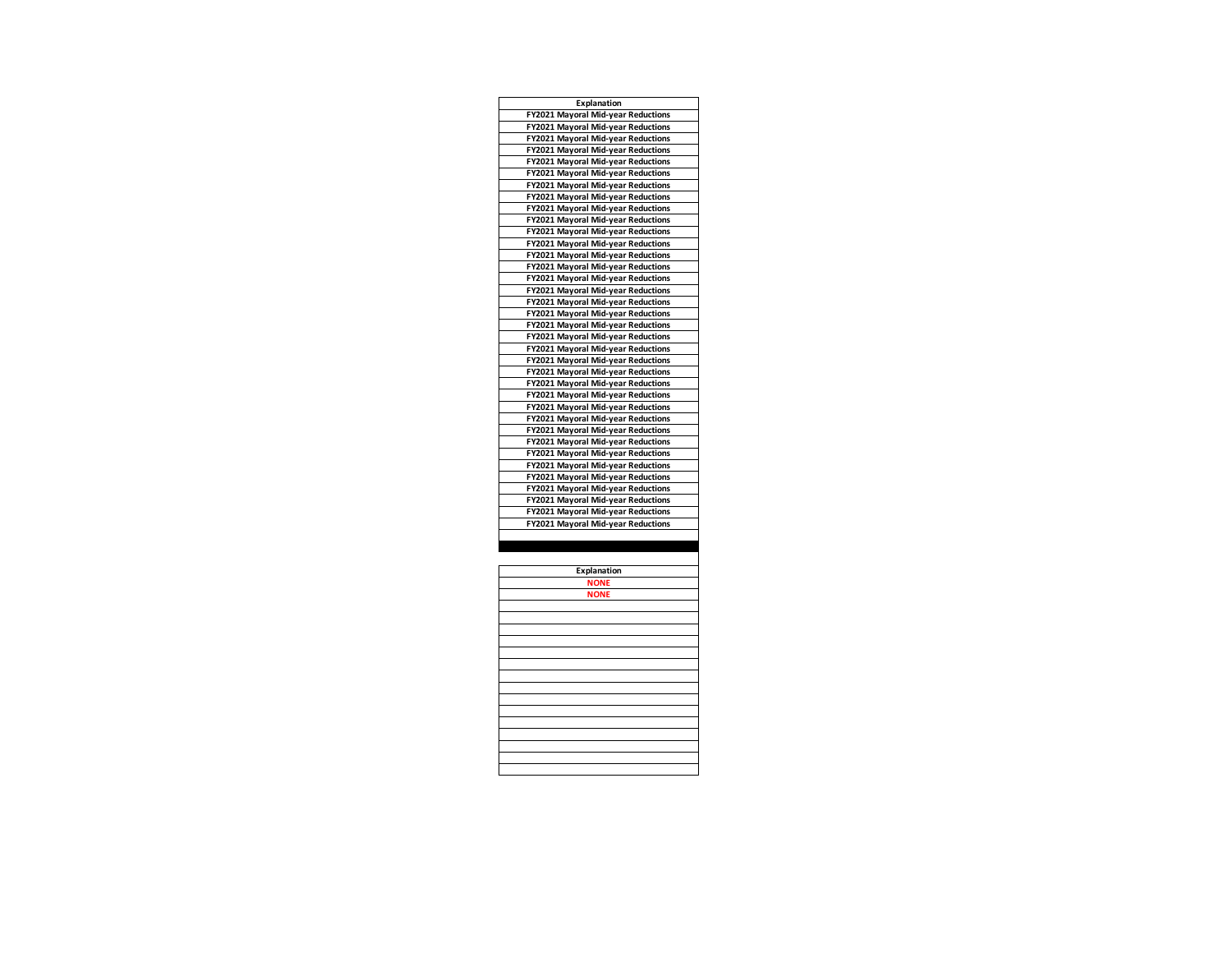| Explanation |
|---|
| FY2021 Mayoral Mid-year Reductions |
| FY2021 Mayoral Mid-year Reductions |
| FY2021 Mayoral Mid-year Reductions |
| FY2021 Mayoral Mid-year Reductions |
| FY2021 Mayoral Mid-year Reductions |
| FY2021 Mayoral Mid-year Reductions |
| FY2021 Mayoral Mid-year Reductions |
| FY2021 Mayoral Mid-year Reductions |
| FY2021 Mayoral Mid-year Reductions |
| FY2021 Mayoral Mid-year Reductions |
| FY2021 Mayoral Mid-year Reductions |
| FY2021 Mayoral Mid-year Reductions |
| FY2021 Mayoral Mid-year Reductions |
| FY2021 Mayoral Mid-year Reductions |
| FY2021 Mayoral Mid-year Reductions |
| FY2021 Mayoral Mid-year Reductions |
| FY2021 Mayoral Mid-year Reductions |
| FY2021 Mayoral Mid-year Reductions |
| FY2021 Mayoral Mid-year Reductions |
| FY2021 Mayoral Mid-year Reductions |
| FY2021 Mayoral Mid-year Reductions |
| FY2021 Mayoral Mid-year Reductions |
| FY2021 Mayoral Mid-year Reductions |
| FY2021 Mayoral Mid-year Reductions |
| FY2021 Mayoral Mid-year Reductions |
| FY2021 Mayoral Mid-year Reductions |
| FY2021 Mayoral Mid-year Reductions |
| FY2021 Mayoral Mid-year Reductions |
| FY2021 Mayoral Mid-year Reductions |
| FY2021 Mayoral Mid-year Reductions |
| FY2021 Mayoral Mid-year Reductions |
| FY2021 Mayoral Mid-year Reductions |
| FY2021 Mayoral Mid-year Reductions |
| FY2021 Mayoral Mid-year Reductions |
| FY2021 Mayoral Mid-year Reductions |
| FY2021 Mayoral Mid-year Reductions |

| Explanation |
|---|
| NONE |
| NONE |